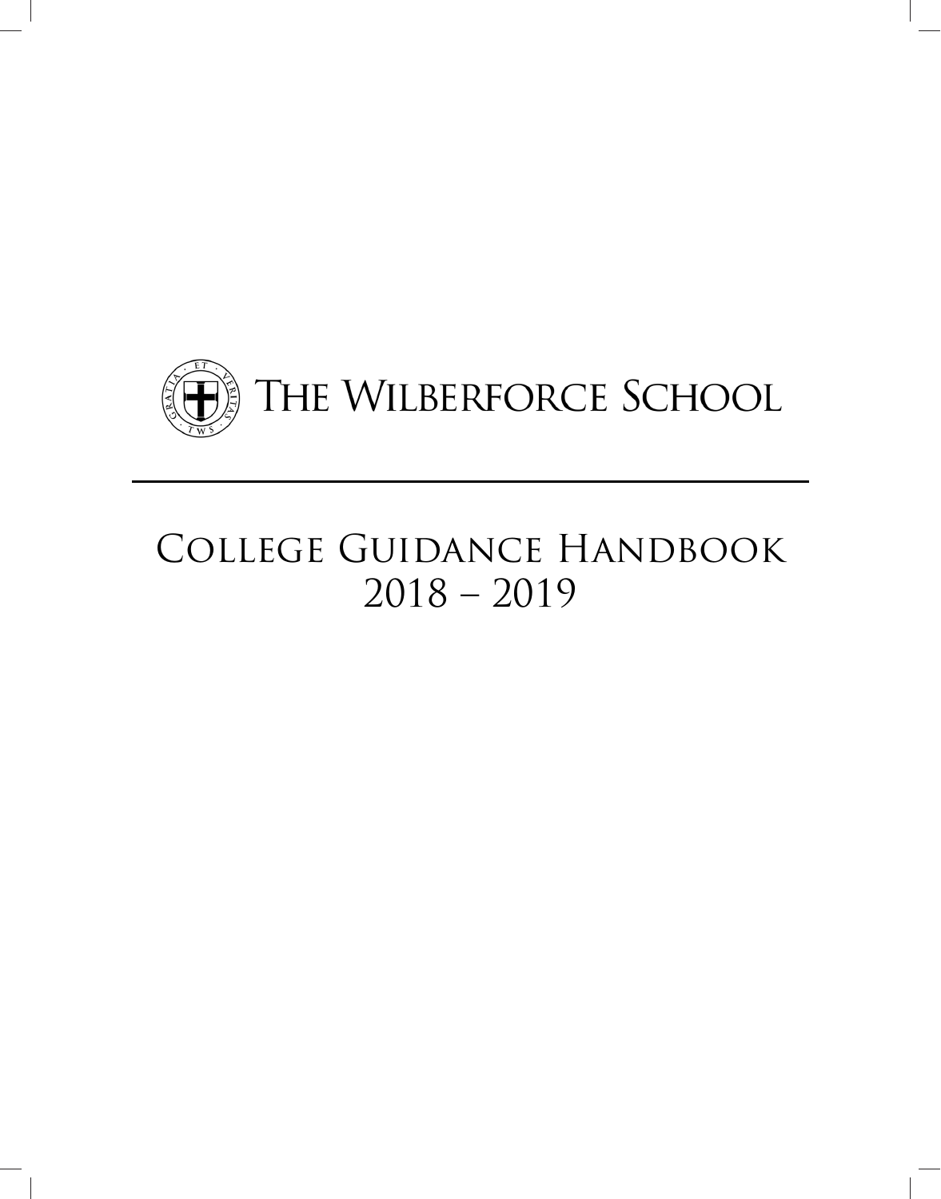# The Wilberforce School

# College Guidance Handbook
## 2018 – 2019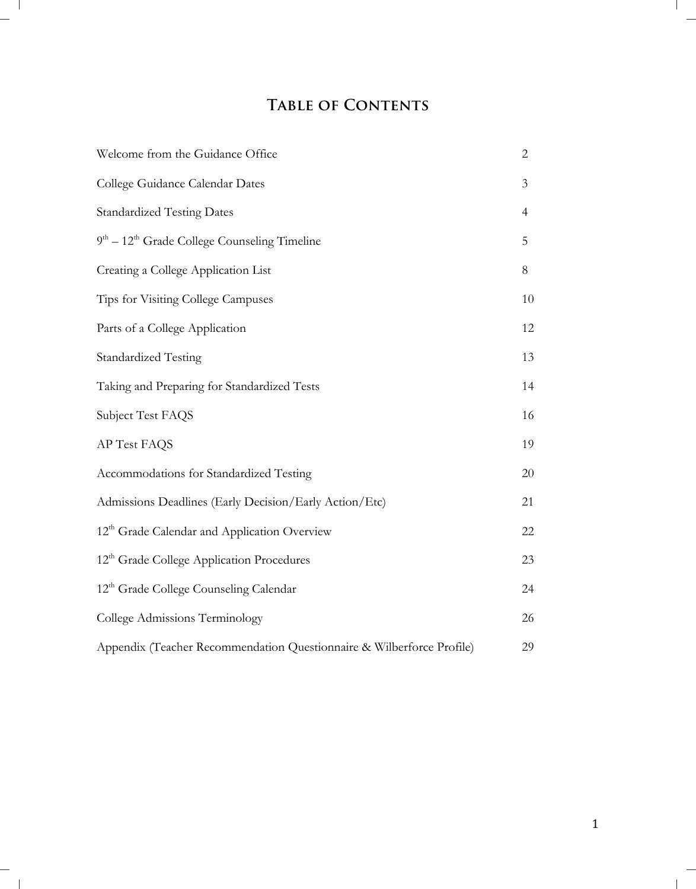# Table of Contents

| | |
|---|---|
| Welcome from the Guidance Office | 2 |
| College Guidance Calendar Dates | 3 |
| Standardized Testing Dates | 4 |
| $9^{th}$ – $12^{th}$ Grade College Counseling Timeline | 5 |
| Creating a College Application List | 8 |
| Tips for Visiting College Campuses | 10 |
| Parts of a College Application | 12 |
| Standardized Testing | 13 |
| Taking and Preparing for Standardized Tests | 14 |
| Subject Test FAQS | 16 |
| AP Test FAQS | 19 |
| Accommodations for Standardized Testing | 20 |
| Admissions Deadlines (Early Decision/Early Action/Etc) | 21 |
| $12^{th}$ Grade Calendar and Application Overview | 22 |
| $12^{th}$ Grade College Application Procedures | 23 |
| $12^{th}$ Grade College Counseling Calendar | 24 |
| College Admissions Terminology | 26 |
| Appendix (Teacher Recommendation Questionnaire & Wilberforce Profile) | 29 |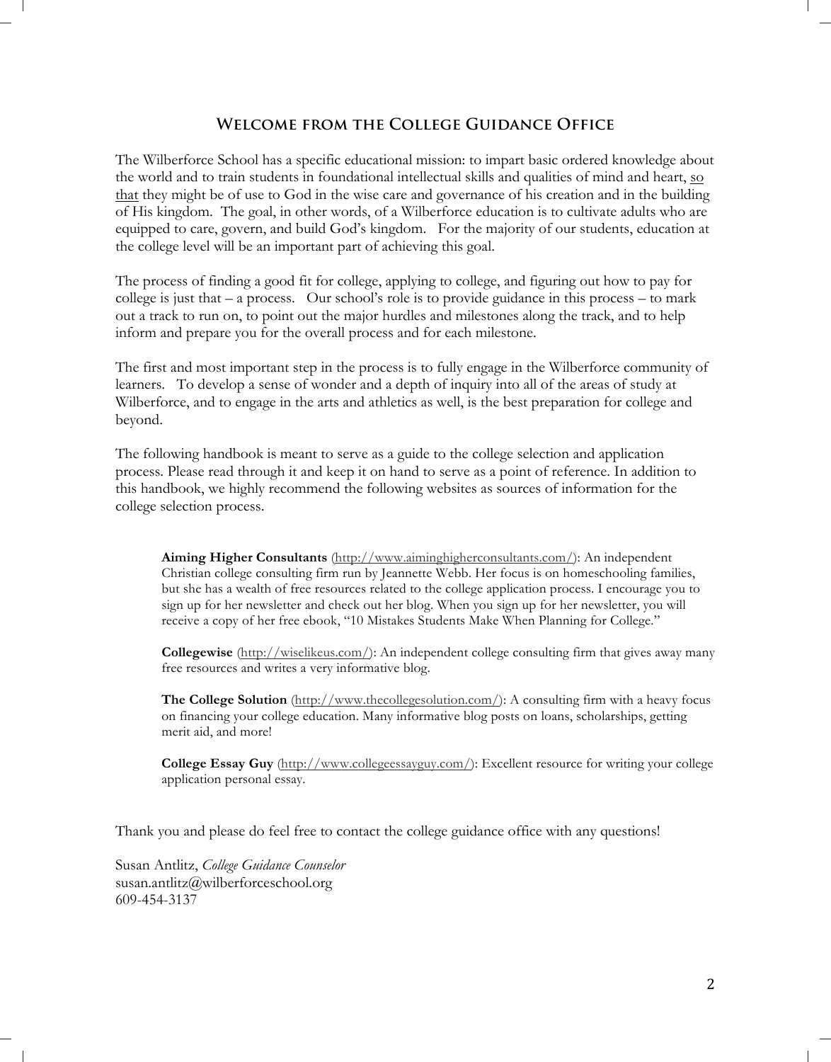## Welcome from the College Guidance Office

The Wilberforce School has a specific educational mission: to impart basic ordered knowledge about the world and to train students in foundational intellectual skills and qualities of mind and heart, so that they might be of use to God in the wise care and governance of his creation and in the building of His kingdom. The goal, in other words, of a Wilberforce education is to cultivate adults who are equipped to care, govern, and build God's kingdom. For the majority of our students, education at the college level will be an important part of achieving this goal.

The process of finding a good fit for college, applying to college, and figuring out how to pay for college is just that – a process. Our school's role is to provide guidance in this process – to mark out a track to run on, to point out the major hurdles and milestones along the track, and to help inform and prepare you for the overall process and for each milestone.

The first and most important step in the process is to fully engage in the Wilberforce community of learners. To develop a sense of wonder and a depth of inquiry into all of the areas of study at Wilberforce, and to engage in the arts and athletics as well, is the best preparation for college and beyond.

The following handbook is meant to serve as a guide to the college selection and application process. Please read through it and keep it on hand to serve as a point of reference. In addition to this handbook, we highly recommend the following websites as sources of information for the college selection process.

**Aiming Higher Consultants** (http://www.aiminghigherconsultants.com/): An independent Christian college consulting firm run by Jeannette Webb. Her focus is on homeschooling families, but she has a wealth of free resources related to the college application process. I encourage you to sign up for her newsletter and check out her blog. When you sign up for her newsletter, you will receive a copy of her free ebook, "10 Mistakes Students Make When Planning for College."

**Collegewise** (http://wiselikeus.com/): An independent college consulting firm that gives away many free resources and writes a very informative blog.

**The College Solution** (http://www.thecollegesolution.com/): A consulting firm with a heavy focus on financing your college education. Many informative blog posts on loans, scholarships, getting merit aid, and more!

**College Essay Guy** (http://www.collegeessayguy.com/): Excellent resource for writing your college application personal essay.

Thank you and please do feel free to contact the college guidance office with any questions!

Susan Antlitz, *College Guidance Counselor*
susan.antlitz@wilberforceschool.org
609-454-3137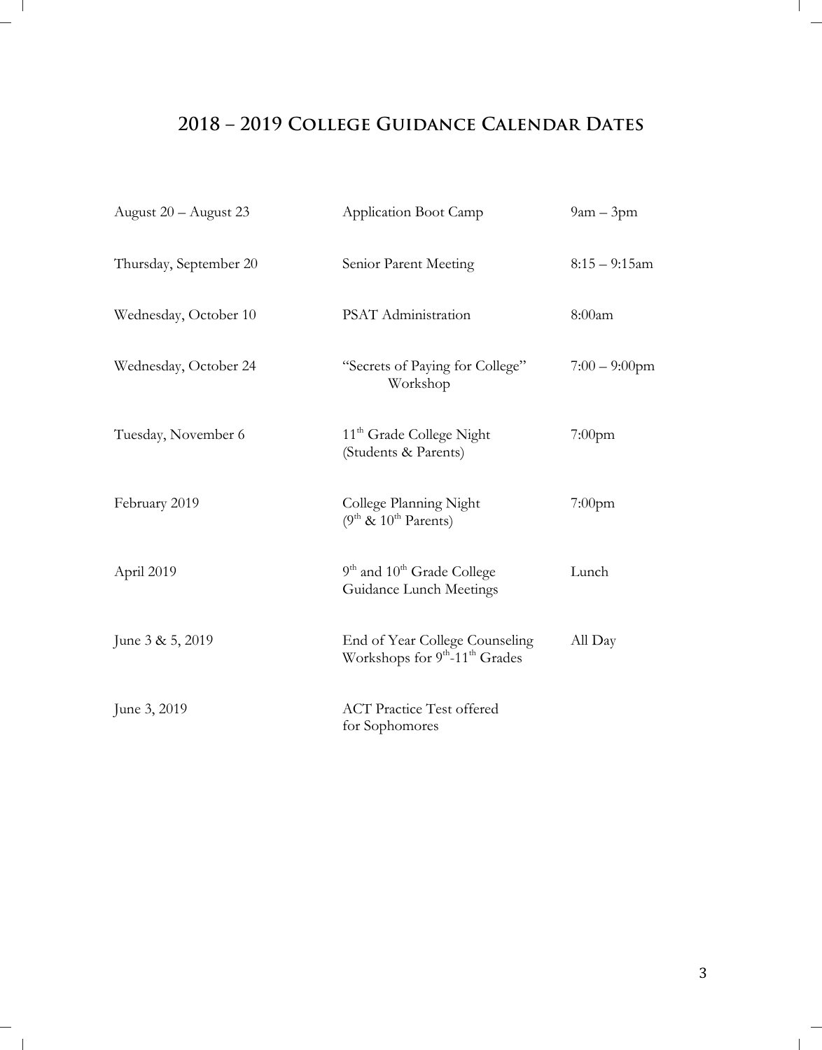## 2018 – 2019 College Guidance Calendar Dates

| | | |
|---|---|---|
| August 20 – August 23 | Application Boot Camp | 9am – 3pm |
| Thursday, September 20 | Senior Parent Meeting | 8:15 – 9:15am |
| Wednesday, October 10 | PSAT Administration | 8:00am |
| Wednesday, October 24 | "Secrets of Paying for College" Workshop | 7:00 – 9:00pm |
| Tuesday, November 6 | 11th Grade College Night (Students & Parents) | 7:00pm |
| February 2019 | College Planning Night (9th & 10th Parents) | 7:00pm |
| April 2019 | 9th and 10th Grade College Guidance Lunch Meetings | Lunch |
| June 3 & 5, 2019 | End of Year College Counseling Workshops for 9th-11th Grades | All Day |
| June 3, 2019 | ACT Practice Test offered for Sophomores | |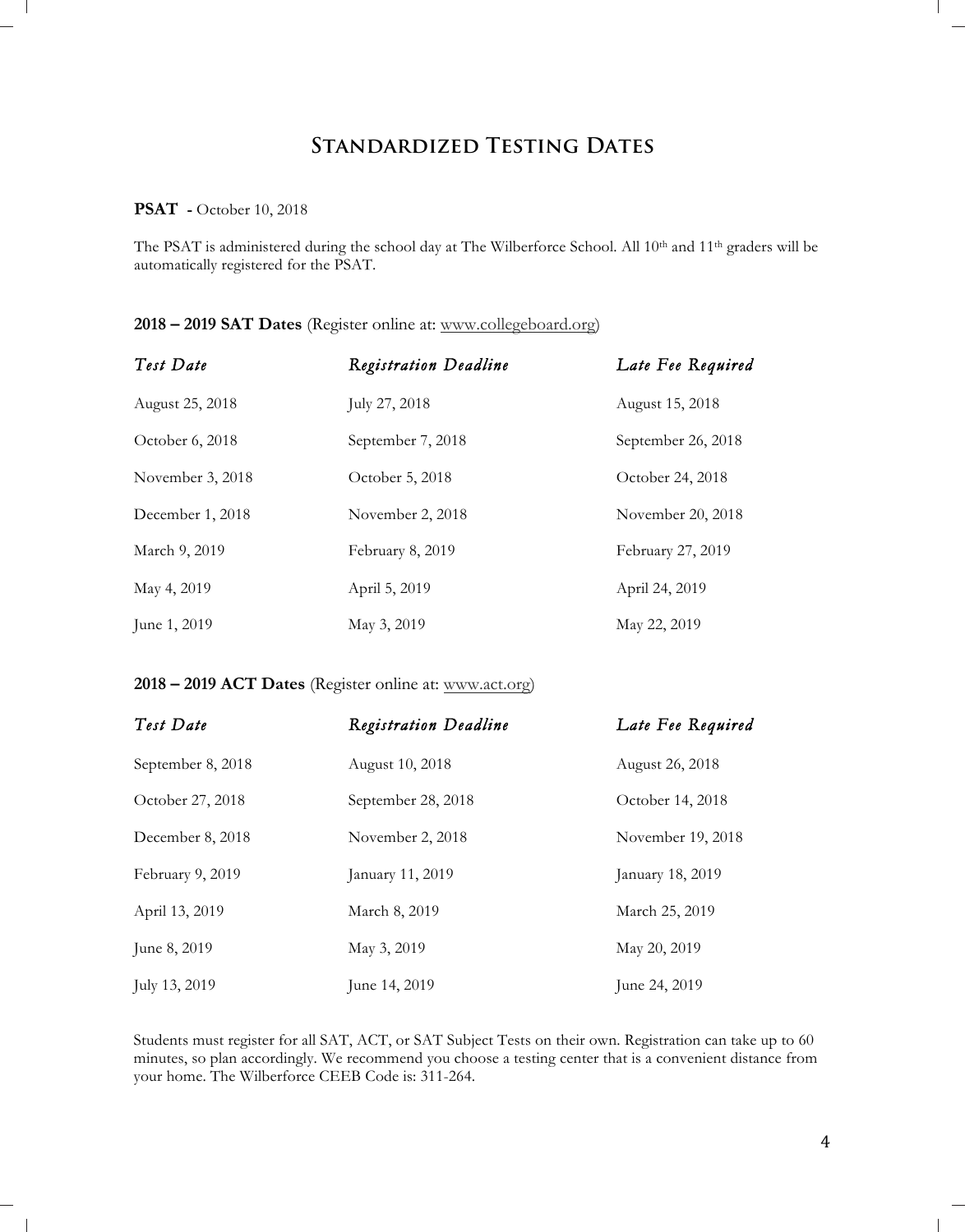# Standardized Testing Dates

**PSAT -** October 10, 2018

The PSAT is administered during the school day at The Wilberforce School. All 10th and 11th graders will be automatically registered for the PSAT.

**2018 – 2019 SAT Dates** (Register online at: www.collegeboard.org)

| *Test Date* | *Registration Deadline* | *Late Fee Required* |
|---|---|---|
| August 25, 2018 | July 27, 2018 | August 15, 2018 |
| October 6, 2018 | September 7, 2018 | September 26, 2018 |
| November 3, 2018 | October 5, 2018 | October 24, 2018 |
| December 1, 2018 | November 2, 2018 | November 20, 2018 |
| March 9, 2019 | February 8, 2019 | February 27, 2019 |
| May 4, 2019 | April 5, 2019 | April 24, 2019 |
| June 1, 2019 | May 3, 2019 | May 22, 2019 |

**2018 – 2019 ACT Dates** (Register online at: www.act.org)

| *Test Date* | *Registration Deadline* | *Late Fee Required* |
|---|---|---|
| September 8, 2018 | August 10, 2018 | August 26, 2018 |
| October 27, 2018 | September 28, 2018 | October 14, 2018 |
| December 8, 2018 | November 2, 2018 | November 19, 2018 |
| February 9, 2019 | January 11, 2019 | January 18, 2019 |
| April 13, 2019 | March 8, 2019 | March 25, 2019 |
| June 8, 2019 | May 3, 2019 | May 20, 2019 |
| July 13, 2019 | June 14, 2019 | June 24, 2019 |

Students must register for all SAT, ACT, or SAT Subject Tests on their own. Registration can take up to 60 minutes, so plan accordingly. We recommend you choose a testing center that is a convenient distance from your home. The Wilberforce CEEB Code is: 311-264.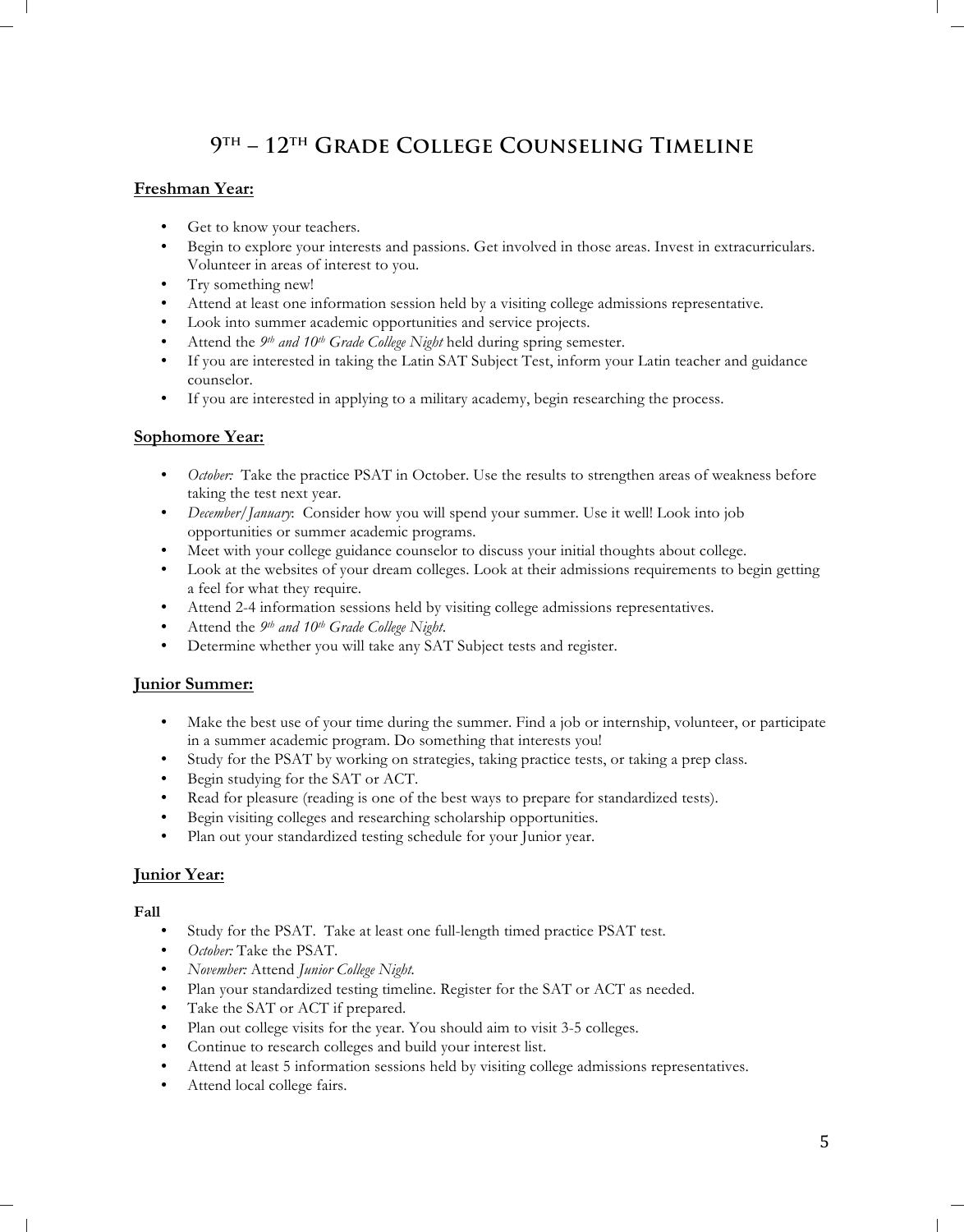# 9TH – 12TH Grade College Counseling Timeline

**Freshman Year:**

- Get to know your teachers.
- Begin to explore your interests and passions. Get involved in those areas. Invest in extracurriculars. Volunteer in areas of interest to you.
- Try something new!
- Attend at least one information session held by a visiting college admissions representative.
- Look into summer academic opportunities and service projects.
- Attend the *9th and 10th Grade College Night* held during spring semester.
- If you are interested in taking the Latin SAT Subject Test, inform your Latin teacher and guidance counselor.
- If you are interested in applying to a military academy, begin researching the process.

**Sophomore Year:**

- *October:* Take the practice PSAT in October. Use the results to strengthen areas of weakness before taking the test next year.
- *December/January*: Consider how you will spend your summer. Use it well! Look into job opportunities or summer academic programs.
- Meet with your college guidance counselor to discuss your initial thoughts about college.
- Look at the websites of your dream colleges. Look at their admissions requirements to begin getting a feel for what they require.
- Attend 2-4 information sessions held by visiting college admissions representatives.
- Attend the *9th and 10th Grade College Night*.
- Determine whether you will take any SAT Subject tests and register.

**Junior Summer:**

- Make the best use of your time during the summer. Find a job or internship, volunteer, or participate in a summer academic program. Do something that interests you!
- Study for the PSAT by working on strategies, taking practice tests, or taking a prep class.
- Begin studying for the SAT or ACT.
- Read for pleasure (reading is one of the best ways to prepare for standardized tests).
- Begin visiting colleges and researching scholarship opportunities.
- Plan out your standardized testing schedule for your Junior year.

**Junior Year:**

**Fall**

- Study for the PSAT. Take at least one full-length timed practice PSAT test.
- *October:* Take the PSAT.
- *November:* Attend *Junior College Night.*
- Plan your standardized testing timeline. Register for the SAT or ACT as needed.
- Take the SAT or ACT if prepared.
- Plan out college visits for the year. You should aim to visit 3-5 colleges.
- Continue to research colleges and build your interest list.
- Attend at least 5 information sessions held by visiting college admissions representatives.
- Attend local college fairs.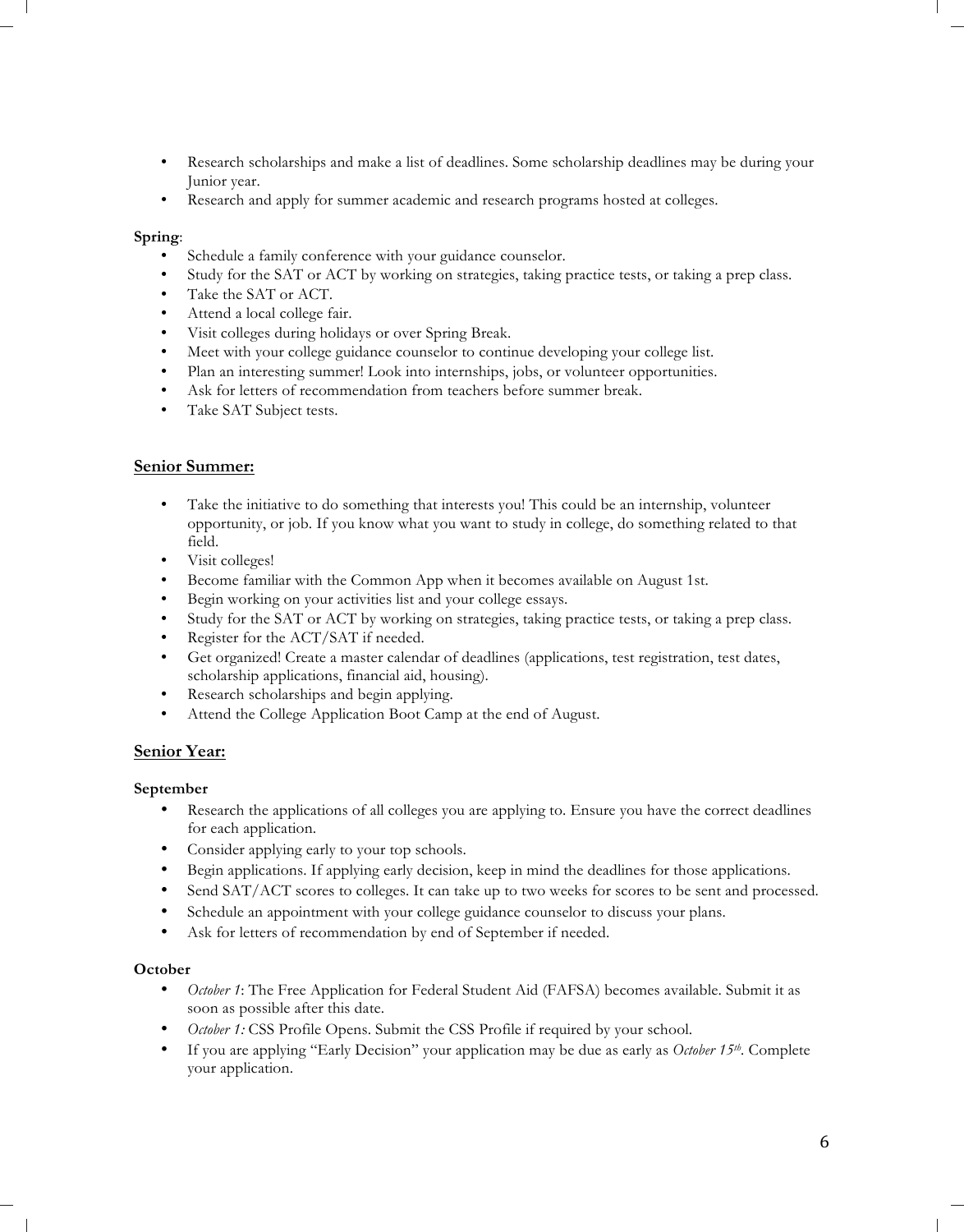- Research scholarships and make a list of deadlines. Some scholarship deadlines may be during your Junior year.
- Research and apply for summer academic and research programs hosted at colleges.

**Spring**:

- Schedule a family conference with your guidance counselor.
- Study for the SAT or ACT by working on strategies, taking practice tests, or taking a prep class.
- Take the SAT or ACT.
- Attend a local college fair.
- Visit colleges during holidays or over Spring Break.
- Meet with your college guidance counselor to continue developing your college list.
- Plan an interesting summer! Look into internships, jobs, or volunteer opportunities.
- Ask for letters of recommendation from teachers before summer break.
- Take SAT Subject tests.

## **<u>Senior Summer:</u>**

- Take the initiative to do something that interests you! This could be an internship, volunteer opportunity, or job. If you know what you want to study in college, do something related to that field.
- Visit colleges!
- Become familiar with the Common App when it becomes available on August 1st.
- Begin working on your activities list and your college essays.
- Study for the SAT or ACT by working on strategies, taking practice tests, or taking a prep class.
- Register for the ACT/SAT if needed.
- Get organized! Create a master calendar of deadlines (applications, test registration, test dates, scholarship applications, financial aid, housing).
- Research scholarships and begin applying.
- Attend the College Application Boot Camp at the end of August.

## **<u>Senior Year:</u>**

**September**

- Research the applications of all colleges you are applying to. Ensure you have the correct deadlines for each application.
- Consider applying early to your top schools.
- Begin applications. If applying early decision, keep in mind the deadlines for those applications.
- Send SAT/ACT scores to colleges. It can take up to two weeks for scores to be sent and processed.
- Schedule an appointment with your college guidance counselor to discuss your plans.
- Ask for letters of recommendation by end of September if needed.

**October**

- *October 1*: The Free Application for Federal Student Aid (FAFSA) becomes available. Submit it as soon as possible after this date.
- *October 1:* CSS Profile Opens. Submit the CSS Profile if required by your school.
- If you are applying "Early Decision" your application may be due as early as *October 15th*. Complete your application.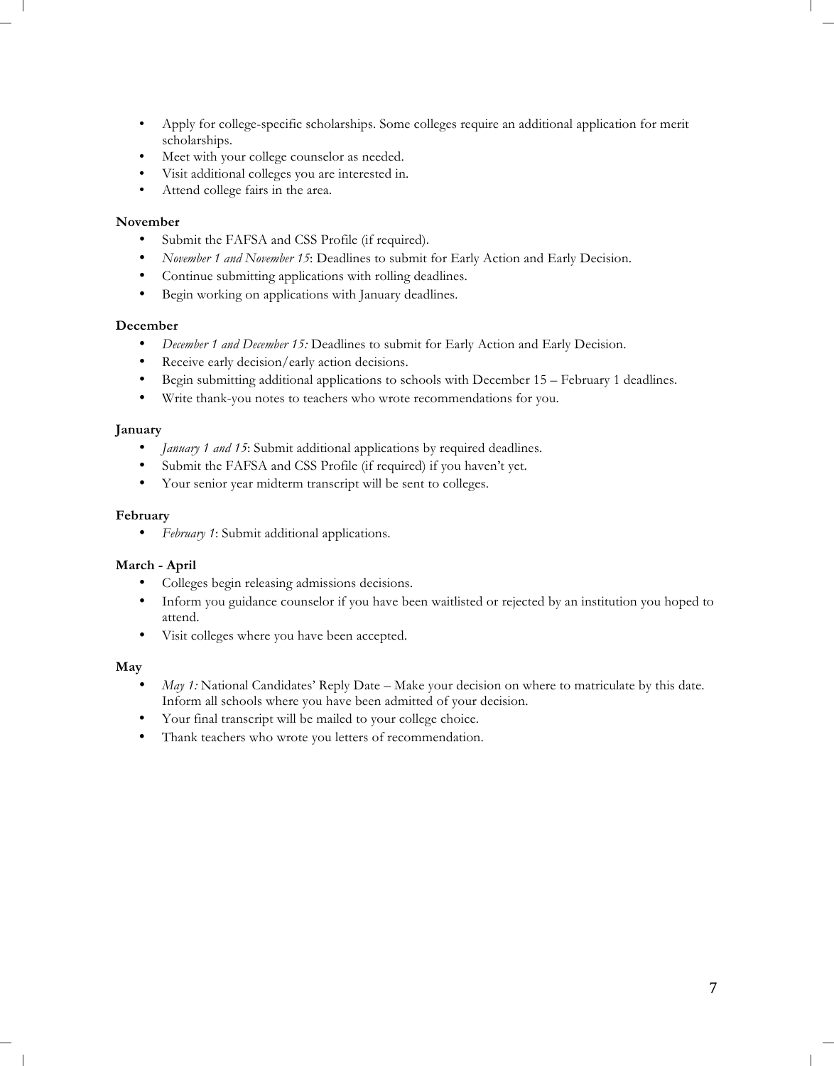- Apply for college-specific scholarships. Some colleges require an additional application for merit scholarships.
- Meet with your college counselor as needed.
- Visit additional colleges you are interested in.
- Attend college fairs in the area.

**November**

- Submit the FAFSA and CSS Profile (if required).
- *November 1 and November 15*: Deadlines to submit for Early Action and Early Decision.
- Continue submitting applications with rolling deadlines.
- Begin working on applications with January deadlines.

**December**

- *December 1 and December 15:* Deadlines to submit for Early Action and Early Decision.
- Receive early decision/early action decisions.
- Begin submitting additional applications to schools with December 15 – February 1 deadlines.
- Write thank-you notes to teachers who wrote recommendations for you.

**January**

- *January 1 and 15*: Submit additional applications by required deadlines.
- Submit the FAFSA and CSS Profile (if required) if you haven't yet.
- Your senior year midterm transcript will be sent to colleges.

**February**

- *February 1*: Submit additional applications.

**March - April**

- Colleges begin releasing admissions decisions.
- Inform you guidance counselor if you have been waitlisted or rejected by an institution you hoped to attend.
- Visit colleges where you have been accepted.

**May**

- *May 1:* National Candidates' Reply Date – Make your decision on where to matriculate by this date. Inform all schools where you have been admitted of your decision.
- Your final transcript will be mailed to your college choice.
- Thank teachers who wrote you letters of recommendation.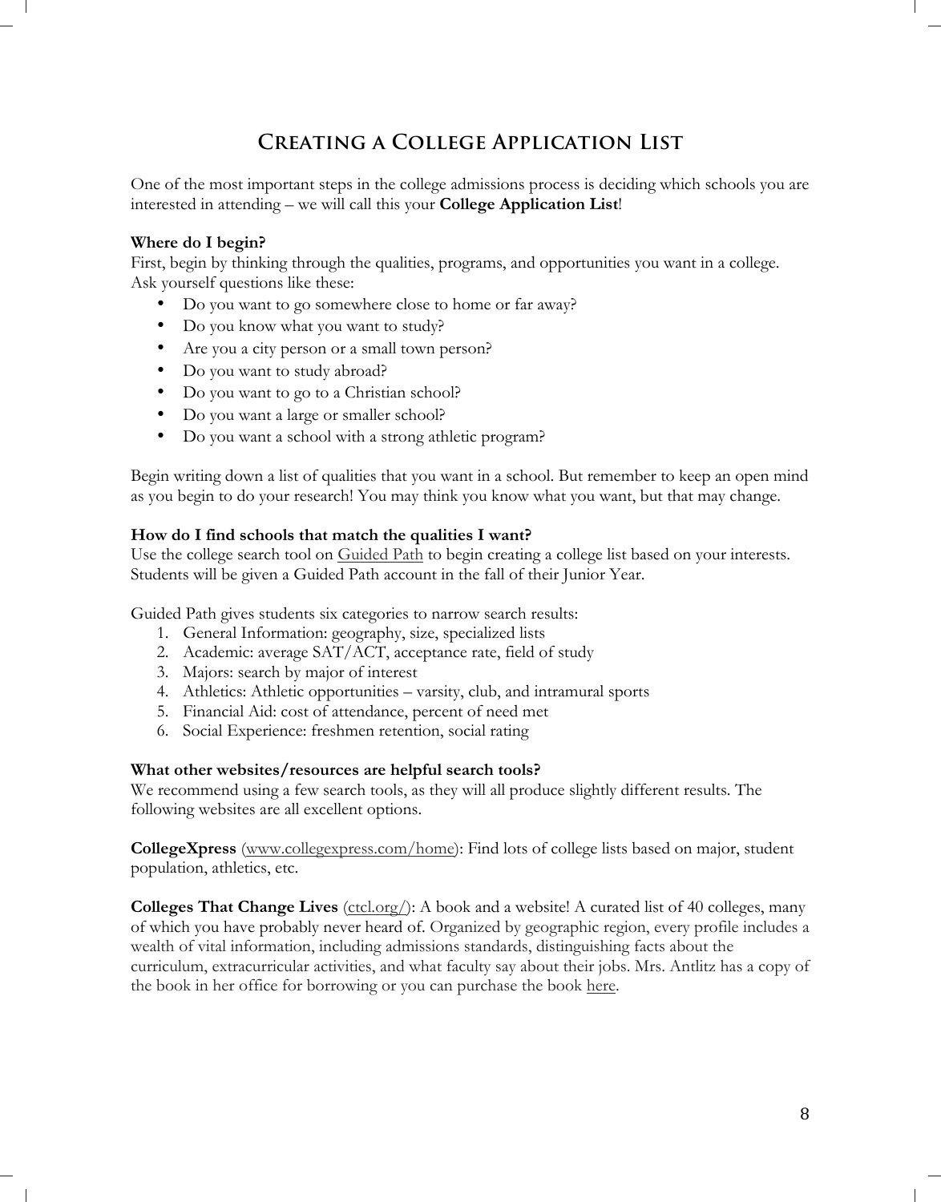# Creating a College Application List

One of the most important steps in the college admissions process is deciding which schools you are interested in attending – we will call this your **College Application List**!

**Where do I begin?**
First, begin by thinking through the qualities, programs, and opportunities you want in a college. Ask yourself questions like these:

- Do you want to go somewhere close to home or far away?
- Do you know what you want to study?
- Are you a city person or a small town person?
- Do you want to study abroad?
- Do you want to go to a Christian school?
- Do you want a large or smaller school?
- Do you want a school with a strong athletic program?

Begin writing down a list of qualities that you want in a school. But remember to keep an open mind as you begin to do your research! You may think you know what you want, but that may change.

**How do I find schools that match the qualities I want?**
Use the college search tool on Guided Path to begin creating a college list based on your interests. Students will be given a Guided Path account in the fall of their Junior Year.

Guided Path gives students six categories to narrow search results:

1. General Information: geography, size, specialized lists
2. Academic: average SAT/ACT, acceptance rate, field of study
3. Majors: search by major of interest
4. Athletics: Athletic opportunities – varsity, club, and intramural sports
5. Financial Aid: cost of attendance, percent of need met
6. Social Experience: freshmen retention, social rating

**What other websites/resources are helpful search tools?**
We recommend using a few search tools, as they will all produce slightly different results. The following websites are all excellent options.

**CollegeXpress** (www.collegexpress.com/home): Find lots of college lists based on major, student population, athletics, etc.

**Colleges That Change Lives** (ctcl.org/): A book and a website! A curated list of 40 colleges, many of which you have probably never heard of. Organized by geographic region, every profile includes a wealth of vital information, including admissions standards, distinguishing facts about the curriculum, extracurricular activities, and what faculty say about their jobs. Mrs. Antlitz has a copy of the book in her office for borrowing or you can purchase the book here.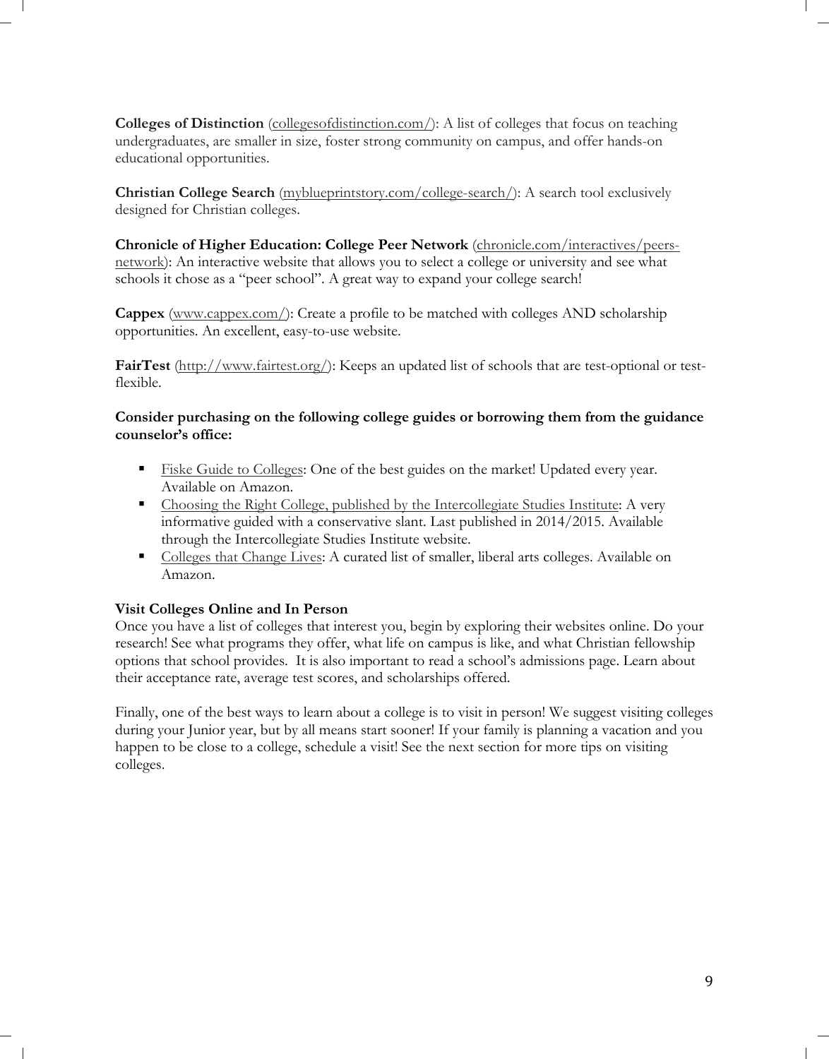**Colleges of Distinction** (collegesofdistinction.com/): A list of colleges that focus on teaching undergraduates, are smaller in size, foster strong community on campus, and offer hands-on educational opportunities.

**Christian College Search** (myblueprintstory.com/college-search/): A search tool exclusively designed for Christian colleges.

**Chronicle of Higher Education: College Peer Network** (chronicle.com/interactives/peers-network): An interactive website that allows you to select a college or university and see what schools it chose as a "peer school". A great way to expand your college search!

**Cappex** (www.cappex.com/): Create a profile to be matched with colleges AND scholarship opportunities. An excellent, easy-to-use website.

**FairTest** (http://www.fairtest.org/): Keeps an updated list of schools that are test-optional or test-flexible.

**Consider purchasing on the following college guides or borrowing them from the guidance counselor's office:**

- Fiske Guide to Colleges: One of the best guides on the market! Updated every year. Available on Amazon.
- Choosing the Right College, published by the Intercollegiate Studies Institute: A very informative guided with a conservative slant. Last published in 2014/2015. Available through the Intercollegiate Studies Institute website.
- Colleges that Change Lives: A curated list of smaller, liberal arts colleges. Available on Amazon.

**Visit Colleges Online and In Person**

Once you have a list of colleges that interest you, begin by exploring their websites online. Do your research! See what programs they offer, what life on campus is like, and what Christian fellowship options that school provides. It is also important to read a school's admissions page. Learn about their acceptance rate, average test scores, and scholarships offered.

Finally, one of the best ways to learn about a college is to visit in person! We suggest visiting colleges during your Junior year, but by all means start sooner! If your family is planning a vacation and you happen to be close to a college, schedule a visit! See the next section for more tips on visiting colleges.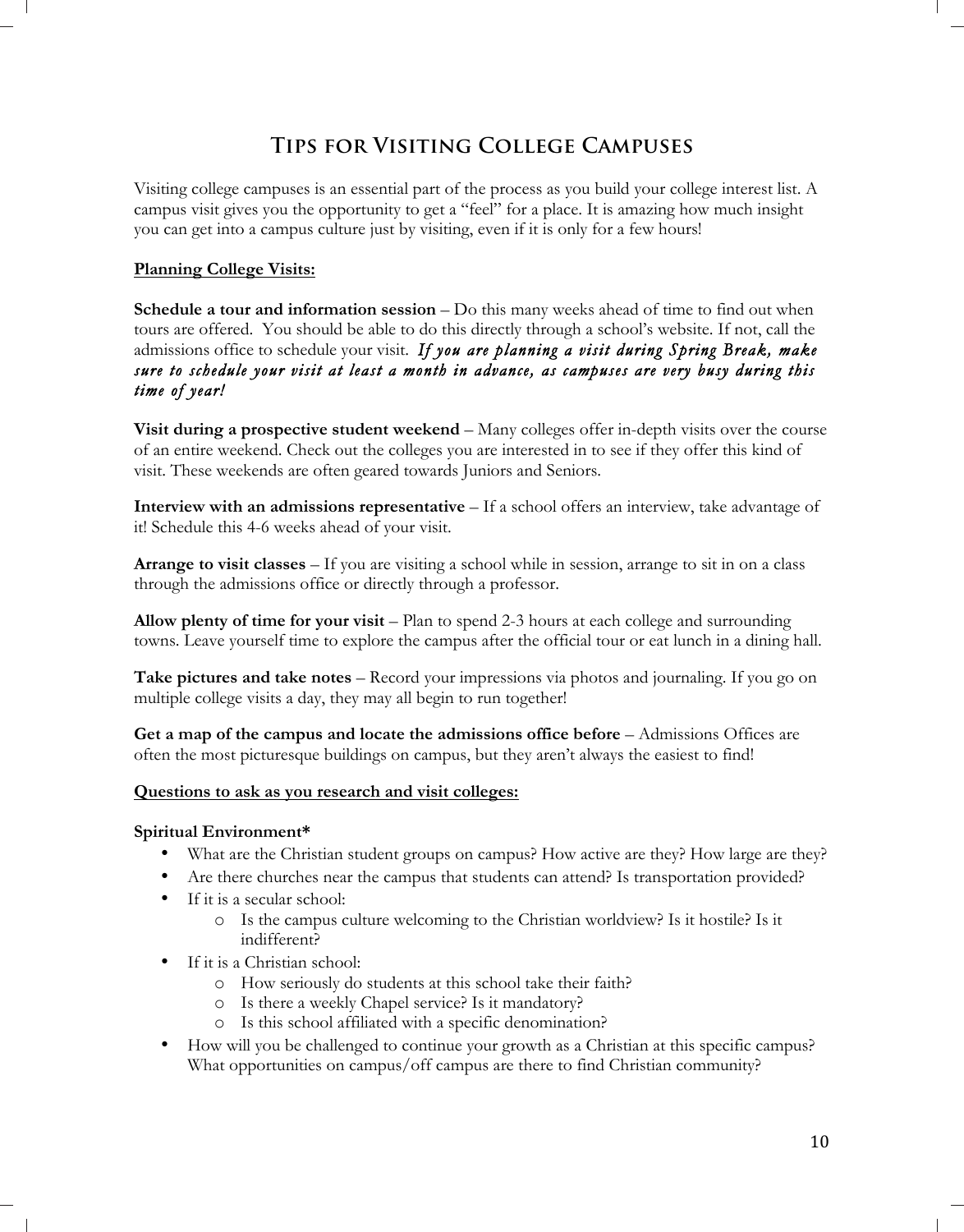# Tips for Visiting College Campuses

Visiting college campuses is an essential part of the process as you build your college interest list. A campus visit gives you the opportunity to get a "feel" for a place. It is amazing how much insight you can get into a campus culture just by visiting, even if it is only for a few hours!

## Planning College Visits:

**Schedule a tour and information session** – Do this many weeks ahead of time to find out when tours are offered. You should be able to do this directly through a school's website. If not, call the admissions office to schedule your visit. ***If you are planning a visit during Spring Break, make sure to schedule your visit at least a month in advance, as campuses are very busy during this time of year!***

**Visit during a prospective student weekend** – Many colleges offer in-depth visits over the course of an entire weekend. Check out the colleges you are interested in to see if they offer this kind of visit. These weekends are often geared towards Juniors and Seniors.

**Interview with an admissions representative** – If a school offers an interview, take advantage of it! Schedule this 4-6 weeks ahead of your visit.

**Arrange to visit classes** – If you are visiting a school while in session, arrange to sit in on a class through the admissions office or directly through a professor.

**Allow plenty of time for your visit** – Plan to spend 2-3 hours at each college and surrounding towns. Leave yourself time to explore the campus after the official tour or eat lunch in a dining hall.

**Take pictures and take notes** – Record your impressions via photos and journaling. If you go on multiple college visits a day, they may all begin to run together!

**Get a map of the campus and locate the admissions office before** – Admissions Offices are often the most picturesque buildings on campus, but they aren't always the easiest to find!

## Questions to ask as you research and visit colleges:

**Spiritual Environment***

- What are the Christian student groups on campus? How active are they? How large are they?
- Are there churches near the campus that students can attend? Is transportation provided?
- If it is a secular school:
  - Is the campus culture welcoming to the Christian worldview? Is it hostile? Is it indifferent?
- If it is a Christian school:
  - How seriously do students at this school take their faith?
  - Is there a weekly Chapel service? Is it mandatory?
  - Is this school affiliated with a specific denomination?
- How will you be challenged to continue your growth as a Christian at this specific campus? What opportunities on campus/off campus are there to find Christian community?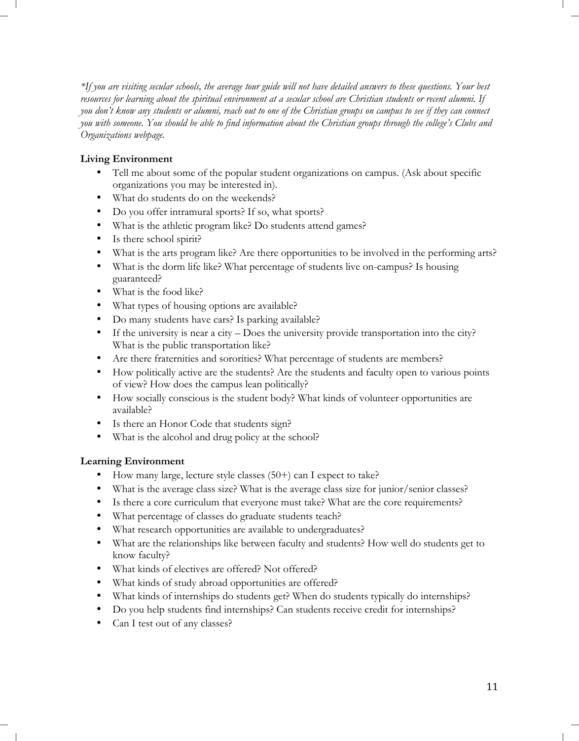*\*If you are visiting secular schools, the average tour guide will not have detailed answers to these questions. Your best resources for learning about the spiritual environment at a secular school are Christian students or recent alumni. If you don't know any students or alumni, reach out to one of the Christian groups on campus to see if they can connect you with someone. You should be able to find information about the Christian groups through the college's Clubs and Organizations webpage.*

**Living Environment**

- Tell me about some of the popular student organizations on campus. (Ask about specific organizations you may be interested in).
- What do students do on the weekends?
- Do you offer intramural sports? If so, what sports?
- What is the athletic program like? Do students attend games?
- Is there school spirit?
- What is the arts program like? Are there opportunities to be involved in the performing arts?
- What is the dorm life like? What percentage of students live on-campus? Is housing guaranteed?
- What is the food like?
- What types of housing options are available?
- Do many students have cars? Is parking available?
- If the university is near a city – Does the university provide transportation into the city? What is the public transportation like?
- Are there fraternities and sororities? What percentage of students are members?
- How politically active are the students? Are the students and faculty open to various points of view? How does the campus lean politically?
- How socially conscious is the student body? What kinds of volunteer opportunities are available?
- Is there an Honor Code that students sign?
- What is the alcohol and drug policy at the school?

**Learning Environment**

- How many large, lecture style classes (50+) can I expect to take?
- What is the average class size? What is the average class size for junior/senior classes?
- Is there a core curriculum that everyone must take? What are the core requirements?
- What percentage of classes do graduate students teach?
- What research opportunities are available to undergraduates?
- What are the relationships like between faculty and students? How well do students get to know faculty?
- What kinds of electives are offered? Not offered?
- What kinds of study abroad opportunities are offered?
- What kinds of internships do students get? When do students typically do internships?
- Do you help students find internships? Can students receive credit for internships?
- Can I test out of any classes?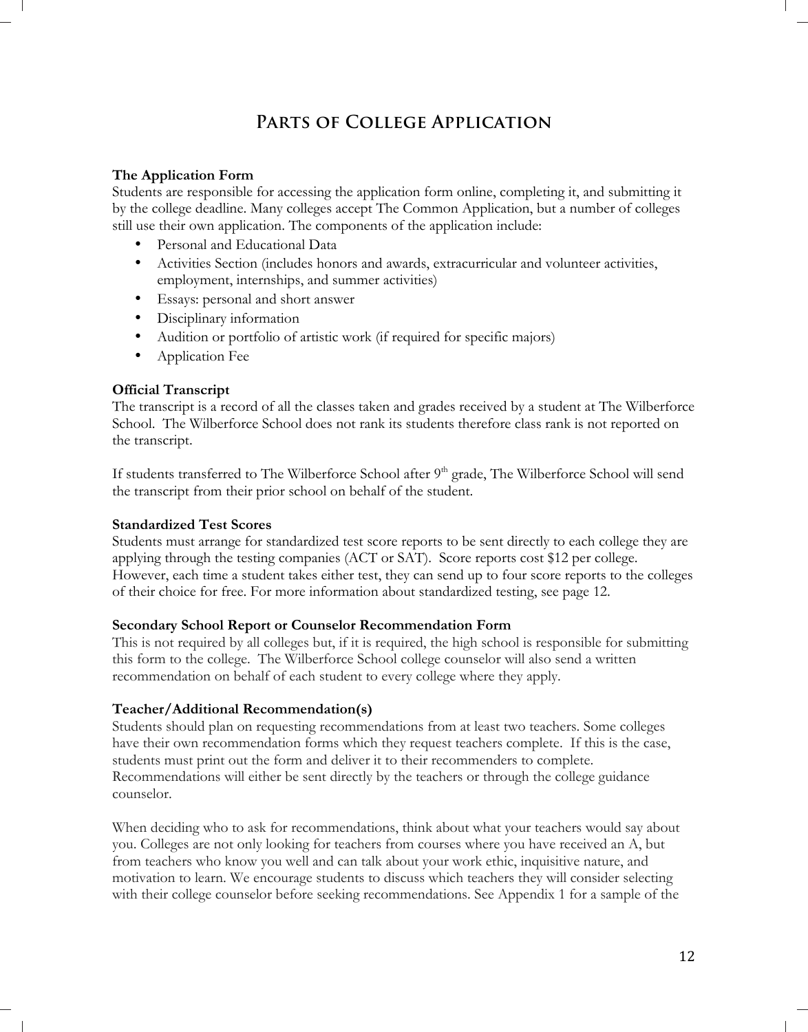# Parts of College Application

**The Application Form**

Students are responsible for accessing the application form online, completing it, and submitting it by the college deadline. Many colleges accept The Common Application, but a number of colleges still use their own application. The components of the application include:

- Personal and Educational Data
- Activities Section (includes honors and awards, extracurricular and volunteer activities, employment, internships, and summer activities)
- Essays: personal and short answer
- Disciplinary information
- Audition or portfolio of artistic work (if required for specific majors)
- Application Fee

**Official Transcript**

The transcript is a record of all the classes taken and grades received by a student at The Wilberforce School. The Wilberforce School does not rank its students therefore class rank is not reported on the transcript.

If students transferred to The Wilberforce School after 9th grade, The Wilberforce School will send the transcript from their prior school on behalf of the student.

**Standardized Test Scores**

Students must arrange for standardized test score reports to be sent directly to each college they are applying through the testing companies (ACT or SAT). Score reports cost $12 per college. However, each time a student takes either test, they can send up to four score reports to the colleges of their choice for free. For more information about standardized testing, see page 12.

**Secondary School Report or Counselor Recommendation Form**

This is not required by all colleges but, if it is required, the high school is responsible for submitting this form to the college. The Wilberforce School college counselor will also send a written recommendation on behalf of each student to every college where they apply.

**Teacher/Additional Recommendation(s)**

Students should plan on requesting recommendations from at least two teachers. Some colleges have their own recommendation forms which they request teachers complete. If this is the case, students must print out the form and deliver it to their recommenders to complete. Recommendations will either be sent directly by the teachers or through the college guidance counselor.

When deciding who to ask for recommendations, think about what your teachers would say about you. Colleges are not only looking for teachers from courses where you have received an A, but from teachers who know you well and can talk about your work ethic, inquisitive nature, and motivation to learn. We encourage students to discuss which teachers they will consider selecting with their college counselor before seeking recommendations. See Appendix 1 for a sample of the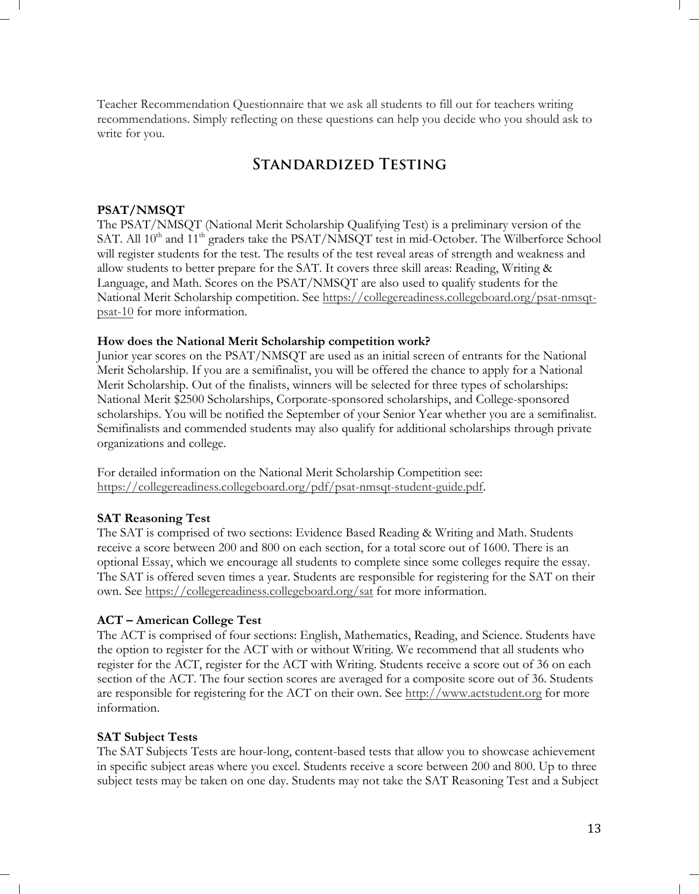Teacher Recommendation Questionnaire that we ask all students to fill out for teachers writing recommendations. Simply reflecting on these questions can help you decide who you should ask to write for you.

## Standardized Testing

**PSAT/NMSQT**

The PSAT/NMSQT (National Merit Scholarship Qualifying Test) is a preliminary version of the SAT. All 10th and 11th graders take the PSAT/NMSQT test in mid-October. The Wilberforce School will register students for the test. The results of the test reveal areas of strength and weakness and allow students to better prepare for the SAT. It covers three skill areas: Reading, Writing & Language, and Math. Scores on the PSAT/NMSQT are also used to qualify students for the National Merit Scholarship competition. See https://collegereadiness.collegeboard.org/psat-nmsqt-psat-10 for more information.

**How does the National Merit Scholarship competition work?**

Junior year scores on the PSAT/NMSQT are used as an initial screen of entrants for the National Merit Scholarship. If you are a semifinalist, you will be offered the chance to apply for a National Merit Scholarship. Out of the finalists, winners will be selected for three types of scholarships: National Merit $2500 Scholarships, Corporate-sponsored scholarships, and College-sponsored scholarships. You will be notified the September of your Senior Year whether you are a semifinalist. Semifinalists and commended students may also qualify for additional scholarships through private organizations and college.

For detailed information on the National Merit Scholarship Competition see: https://collegereadiness.collegeboard.org/pdf/psat-nmsqt-student-guide.pdf.

**SAT Reasoning Test**

The SAT is comprised of two sections: Evidence Based Reading & Writing and Math. Students receive a score between 200 and 800 on each section, for a total score out of 1600. There is an optional Essay, which we encourage all students to complete since some colleges require the essay. The SAT is offered seven times a year. Students are responsible for registering for the SAT on their own. See https://collegereadiness.collegeboard.org/sat for more information.

**ACT – American College Test**

The ACT is comprised of four sections: English, Mathematics, Reading, and Science. Students have the option to register for the ACT with or without Writing. We recommend that all students who register for the ACT, register for the ACT with Writing. Students receive a score out of 36 on each section of the ACT. The four section scores are averaged for a composite score out of 36. Students are responsible for registering for the ACT on their own. See http://www.actstudent.org for more information.

**SAT Subject Tests**

The SAT Subjects Tests are hour-long, content-based tests that allow you to showcase achievement in specific subject areas where you excel. Students receive a score between 200 and 800. Up to three subject tests may be taken on one day. Students may not take the SAT Reasoning Test and a Subject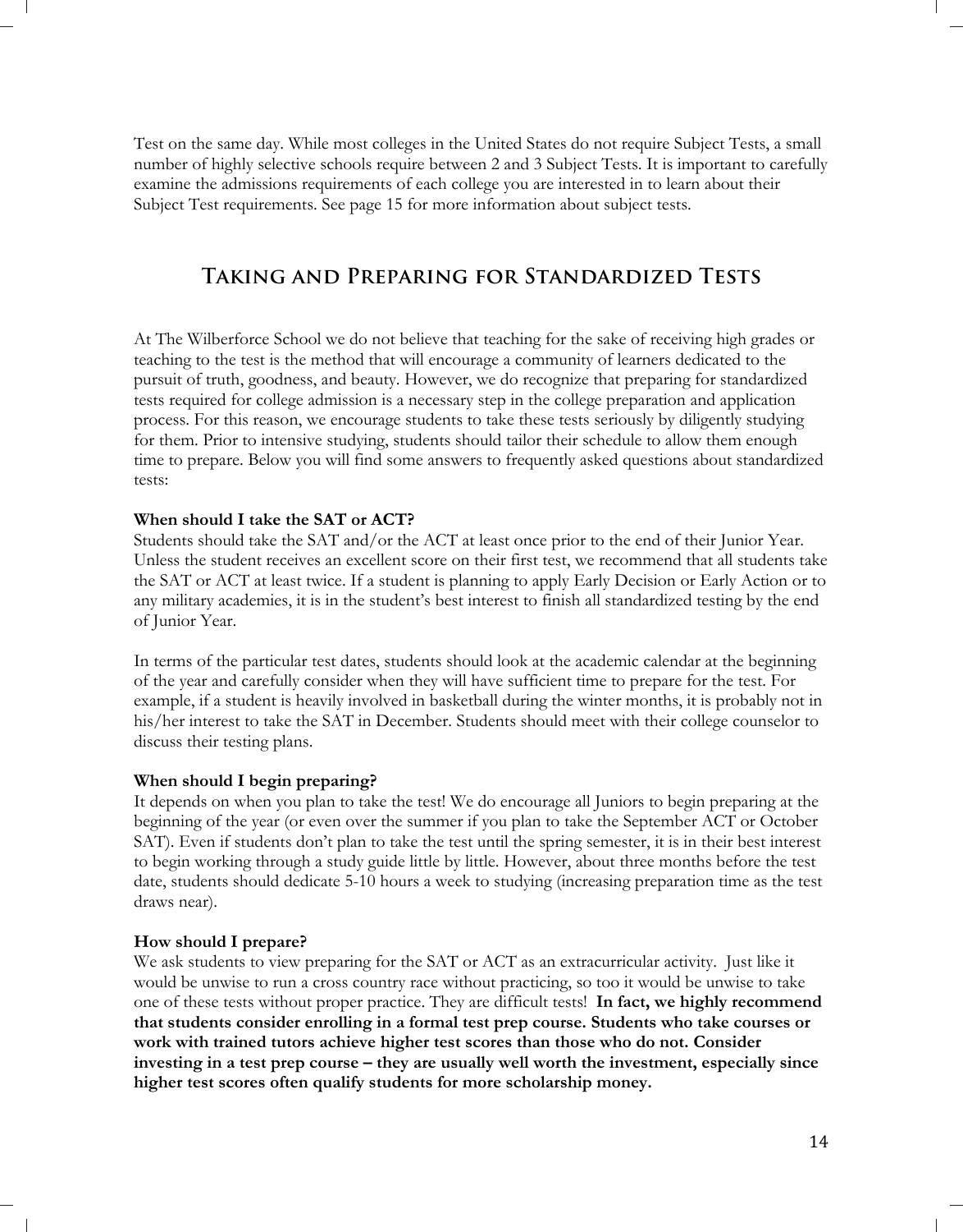Test on the same day. While most colleges in the United States do not require Subject Tests, a small number of highly selective schools require between 2 and 3 Subject Tests. It is important to carefully examine the admissions requirements of each college you are interested in to learn about their Subject Test requirements. See page 15 for more information about subject tests.

## Taking and Preparing for Standardized Tests

At The Wilberforce School we do not believe that teaching for the sake of receiving high grades or teaching to the test is the method that will encourage a community of learners dedicated to the pursuit of truth, goodness, and beauty. However, we do recognize that preparing for standardized tests required for college admission is a necessary step in the college preparation and application process. For this reason, we encourage students to take these tests seriously by diligently studying for them. Prior to intensive studying, students should tailor their schedule to allow them enough time to prepare. Below you will find some answers to frequently asked questions about standardized tests:

**When should I take the SAT or ACT?**

Students should take the SAT and/or the ACT at least once prior to the end of their Junior Year. Unless the student receives an excellent score on their first test, we recommend that all students take the SAT or ACT at least twice. If a student is planning to apply Early Decision or Early Action or to any military academies, it is in the student's best interest to finish all standardized testing by the end of Junior Year.

In terms of the particular test dates, students should look at the academic calendar at the beginning of the year and carefully consider when they will have sufficient time to prepare for the test. For example, if a student is heavily involved in basketball during the winter months, it is probably not in his/her interest to take the SAT in December. Students should meet with their college counselor to discuss their testing plans.

**When should I begin preparing?**

It depends on when you plan to take the test! We do encourage all Juniors to begin preparing at the beginning of the year (or even over the summer if you plan to take the September ACT or October SAT). Even if students don't plan to take the test until the spring semester, it is in their best interest to begin working through a study guide little by little. However, about three months before the test date, students should dedicate 5-10 hours a week to studying (increasing preparation time as the test draws near).

**How should I prepare?**

We ask students to view preparing for the SAT or ACT as an extracurricular activity. Just like it would be unwise to run a cross country race without practicing, so too it would be unwise to take one of these tests without proper practice. They are difficult tests! **In fact, we highly recommend that students consider enrolling in a formal test prep course. Students who take courses or work with trained tutors achieve higher test scores than those who do not. Consider investing in a test prep course – they are usually well worth the investment, especially since higher test scores often qualify students for more scholarship money.**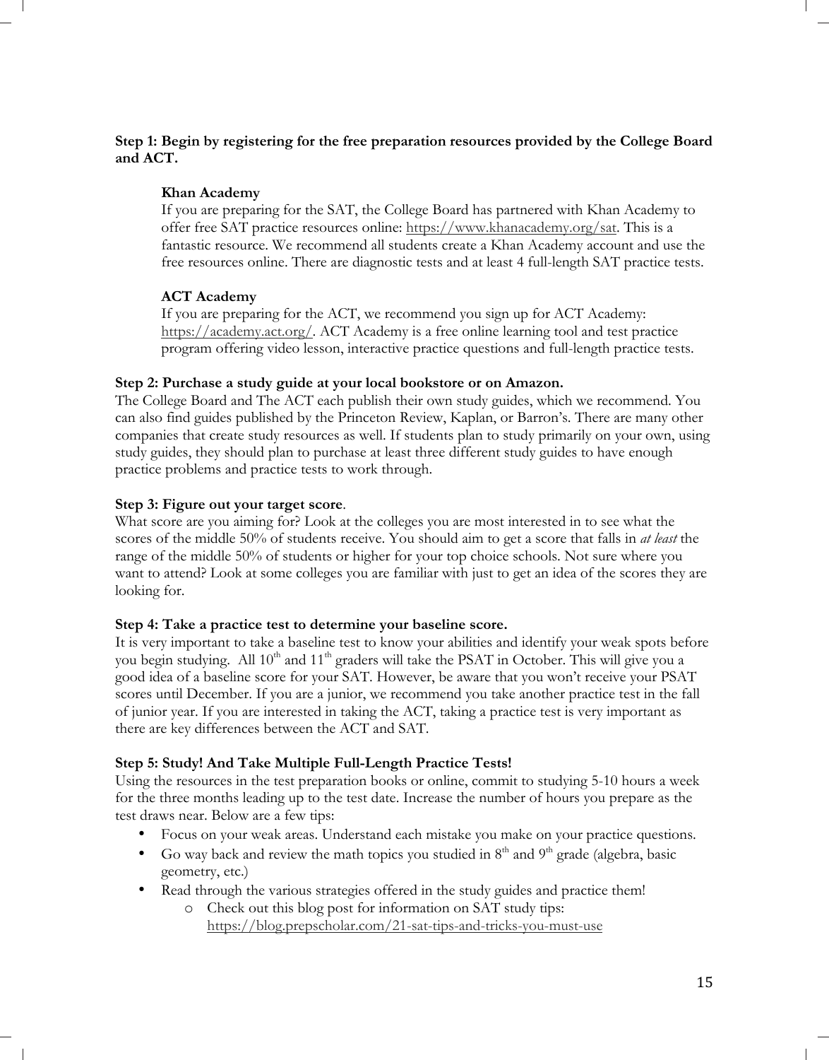**Step 1: Begin by registering for the free preparation resources provided by the College Board and ACT.**

**Khan Academy**

If you are preparing for the SAT, the College Board has partnered with Khan Academy to offer free SAT practice resources online: https://www.khanacademy.org/sat. This is a fantastic resource. We recommend all students create a Khan Academy account and use the free resources online. There are diagnostic tests and at least 4 full-length SAT practice tests.

**ACT Academy**

If you are preparing for the ACT, we recommend you sign up for ACT Academy: https://academy.act.org/. ACT Academy is a free online learning tool and test practice program offering video lesson, interactive practice questions and full-length practice tests.

**Step 2: Purchase a study guide at your local bookstore or on Amazon.**

The College Board and The ACT each publish their own study guides, which we recommend. You can also find guides published by the Princeton Review, Kaplan, or Barron's. There are many other companies that create study resources as well. If students plan to study primarily on your own, using study guides, they should plan to purchase at least three different study guides to have enough practice problems and practice tests to work through.

**Step 3: Figure out your target score**.

What score are you aiming for? Look at the colleges you are most interested in to see what the scores of the middle 50% of students receive. You should aim to get a score that falls in *at least* the range of the middle 50% of students or higher for your top choice schools. Not sure where you want to attend? Look at some colleges you are familiar with just to get an idea of the scores they are looking for.

**Step 4: Take a practice test to determine your baseline score.**

It is very important to take a baseline test to know your abilities and identify your weak spots before you begin studying. All 10th and 11th graders will take the PSAT in October. This will give you a good idea of a baseline score for your SAT. However, be aware that you won't receive your PSAT scores until December. If you are a junior, we recommend you take another practice test in the fall of junior year. If you are interested in taking the ACT, taking a practice test is very important as there are key differences between the ACT and SAT.

**Step 5: Study! And Take Multiple Full-Length Practice Tests!**

Using the resources in the test preparation books or online, commit to studying 5-10 hours a week for the three months leading up to the test date. Increase the number of hours you prepare as the test draws near. Below are a few tips:

- Focus on your weak areas. Understand each mistake you make on your practice questions.
- Go way back and review the math topics you studied in 8th and 9th grade (algebra, basic geometry, etc.)
- Read through the various strategies offered in the study guides and practice them!
  - Check out this blog post for information on SAT study tips: https://blog.prepscholar.com/21-sat-tips-and-tricks-you-must-use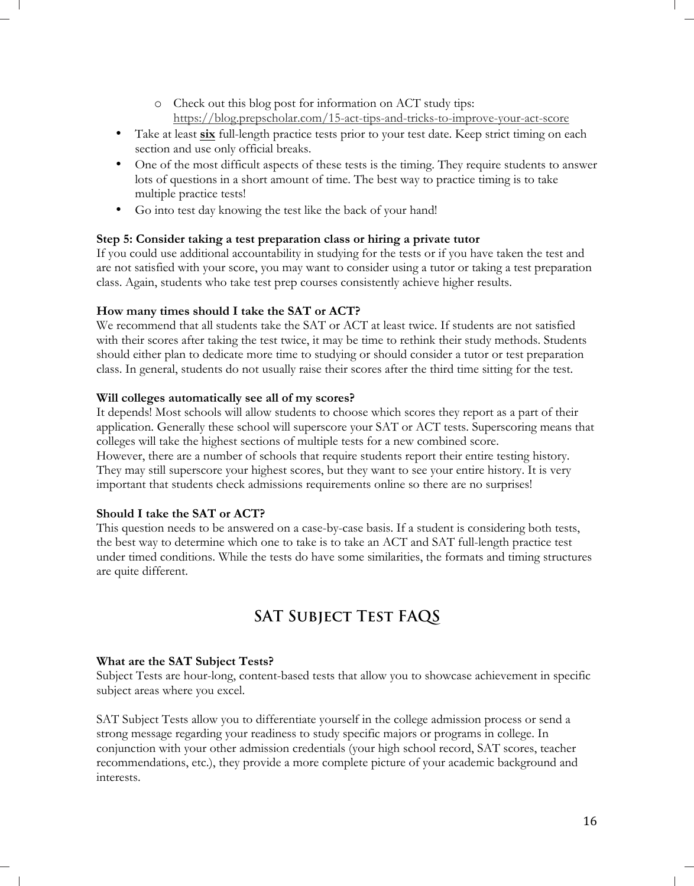- Check out this blog post for information on ACT study tips: https://blog.prepscholar.com/15-act-tips-and-tricks-to-improve-your-act-score
- Take at least **six** full-length practice tests prior to your test date. Keep strict timing on each section and use only official breaks.
- One of the most difficult aspects of these tests is the timing. They require students to answer lots of questions in a short amount of time. The best way to practice timing is to take multiple practice tests!
- Go into test day knowing the test like the back of your hand!

**Step 5: Consider taking a test preparation class or hiring a private tutor**
If you could use additional accountability in studying for the tests or if you have taken the test and are not satisfied with your score, you may want to consider using a tutor or taking a test preparation class. Again, students who take test prep courses consistently achieve higher results.

**How many times should I take the SAT or ACT?**
We recommend that all students take the SAT or ACT at least twice. If students are not satisfied with their scores after taking the test twice, it may be time to rethink their study methods. Students should either plan to dedicate more time to studying or should consider a tutor or test preparation class. In general, students do not usually raise their scores after the third time sitting for the test.

**Will colleges automatically see all of my scores?**
It depends! Most schools will allow students to choose which scores they report as a part of their application. Generally these school will superscore your SAT or ACT tests. Superscoring means that colleges will take the highest sections of multiple tests for a new combined score.
However, there are a number of schools that require students report their entire testing history. They may still superscore your highest scores, but they want to see your entire history. It is very important that students check admissions requirements online so there are no surprises!

**Should I take the SAT or ACT?**
This question needs to be answered on a case-by-case basis. If a student is considering both tests, the best way to determine which one to take is to take an ACT and SAT full-length practice test under timed conditions. While the tests do have some similarities, the formats and timing structures are quite different.

## SAT Subject Test FAQS

**What are the SAT Subject Tests?**
Subject Tests are hour-long, content-based tests that allow you to showcase achievement in specific subject areas where you excel.

SAT Subject Tests allow you to differentiate yourself in the college admission process or send a strong message regarding your readiness to study specific majors or programs in college. In conjunction with your other admission credentials (your high school record, SAT scores, teacher recommendations, etc.), they provide a more complete picture of your academic background and interests.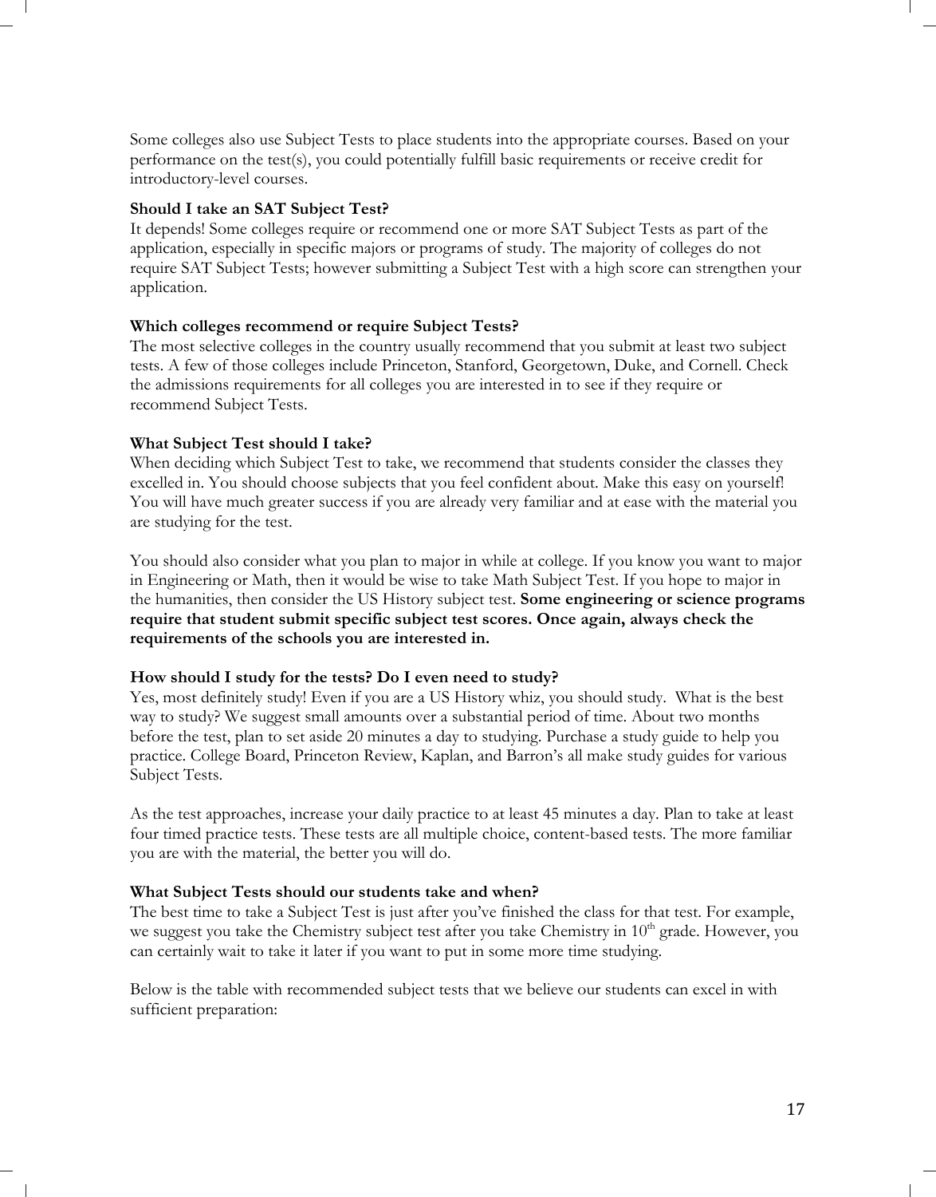Some colleges also use Subject Tests to place students into the appropriate courses. Based on your performance on the test(s), you could potentially fulfill basic requirements or receive credit for introductory-level courses.

**Should I take an SAT Subject Test?**

It depends! Some colleges require or recommend one or more SAT Subject Tests as part of the application, especially in specific majors or programs of study. The majority of colleges do not require SAT Subject Tests; however submitting a Subject Test with a high score can strengthen your application.

**Which colleges recommend or require Subject Tests?**

The most selective colleges in the country usually recommend that you submit at least two subject tests. A few of those colleges include Princeton, Stanford, Georgetown, Duke, and Cornell. Check the admissions requirements for all colleges you are interested in to see if they require or recommend Subject Tests.

**What Subject Test should I take?**

When deciding which Subject Test to take, we recommend that students consider the classes they excelled in. You should choose subjects that you feel confident about. Make this easy on yourself! You will have much greater success if you are already very familiar and at ease with the material you are studying for the test.

You should also consider what you plan to major in while at college. If you know you want to major in Engineering or Math, then it would be wise to take Math Subject Test. If you hope to major in the humanities, then consider the US History subject test. **Some engineering or science programs require that student submit specific subject test scores. Once again, always check the requirements of the schools you are interested in.**

**How should I study for the tests? Do I even need to study?**

Yes, most definitely study! Even if you are a US History whiz, you should study. What is the best way to study? We suggest small amounts over a substantial period of time. About two months before the test, plan to set aside 20 minutes a day to studying. Purchase a study guide to help you practice. College Board, Princeton Review, Kaplan, and Barron's all make study guides for various Subject Tests.

As the test approaches, increase your daily practice to at least 45 minutes a day. Plan to take at least four timed practice tests. These tests are all multiple choice, content-based tests. The more familiar you are with the material, the better you will do.

**What Subject Tests should our students take and when?**

The best time to take a Subject Test is just after you've finished the class for that test. For example, we suggest you take the Chemistry subject test after you take Chemistry in 10th grade. However, you can certainly wait to take it later if you want to put in some more time studying.

Below is the table with recommended subject tests that we believe our students can excel in with sufficient preparation: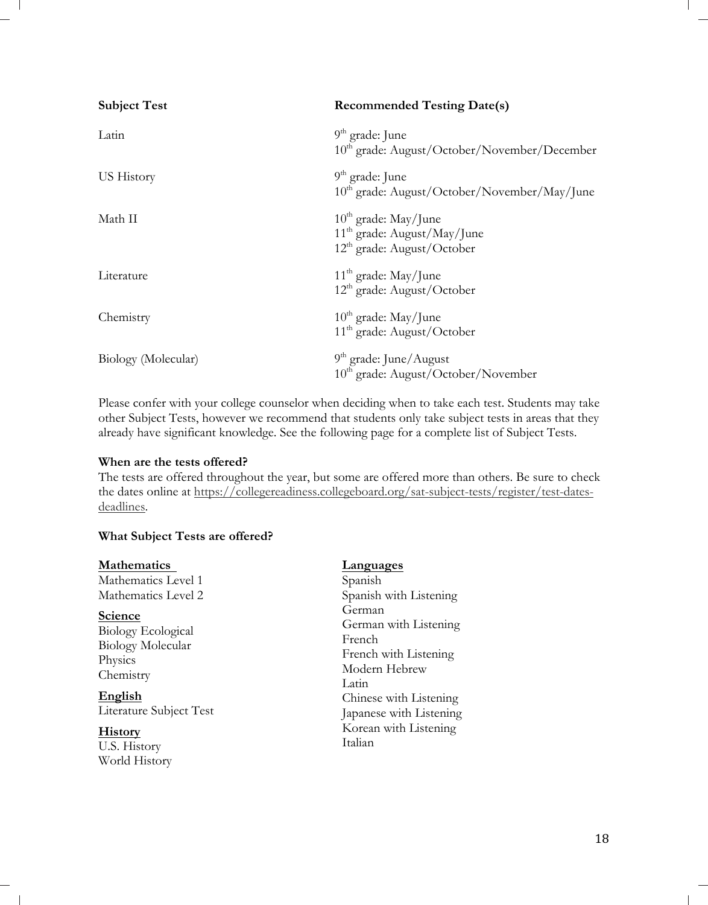| Subject Test | Recommended Testing Date(s) |
| --- | --- |
| Latin | 9th grade: June<br>10th grade: August/October/November/December |
| US History | 9th grade: June<br>10th grade: August/October/November/May/June |
| Math II | 10th grade: May/June<br>11th grade: August/May/June<br>12th grade: August/October |
| Literature | 11th grade: May/June<br>12th grade: August/October |
| Chemistry | 10th grade: May/June<br>11th grade: August/October |
| Biology (Molecular) | 9th grade: June/August<br>10th grade: August/October/November |

Please confer with your college counselor when deciding when to take each test. Students may take other Subject Tests, however we recommend that students only take subject tests in areas that they already have significant knowledge. See the following page for a complete list of Subject Tests.

**When are the tests offered?**

The tests are offered throughout the year, but some are offered more than others. Be sure to check the dates online at https://collegereadiness.collegeboard.org/sat-subject-tests/register/test-dates-deadlines.

**What Subject Tests are offered?**

**Mathematics**
Mathematics Level 1
Mathematics Level 2

**Science**
Biology Ecological
Biology Molecular
Physics
Chemistry

**English**
Literature Subject Test

**History**
U.S. History
World History

**Languages**
Spanish
Spanish with Listening
German
German with Listening
French
French with Listening
Modern Hebrew
Latin
Chinese with Listening
Japanese with Listening
Korean with Listening
Italian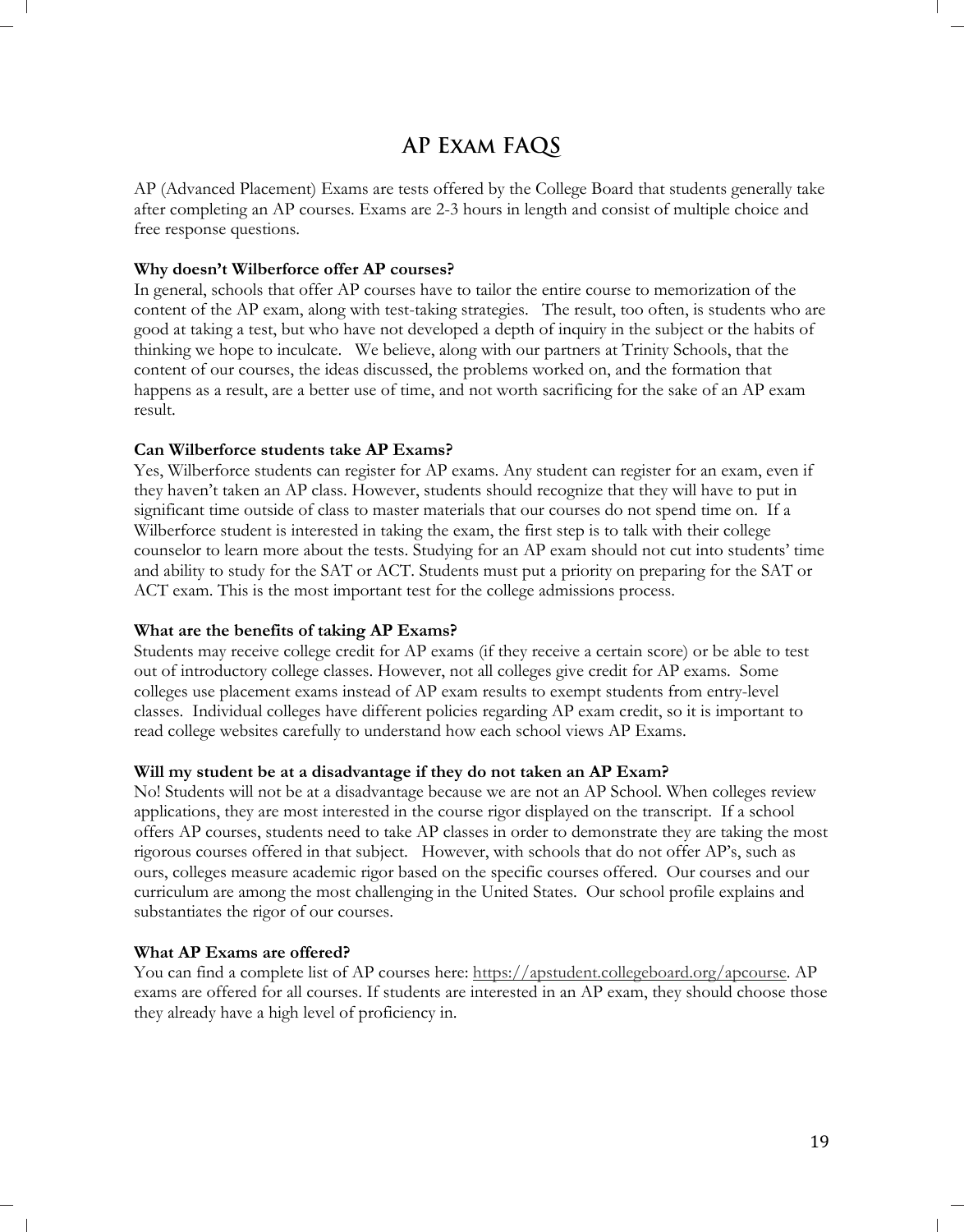# AP Exam FAQS

AP (Advanced Placement) Exams are tests offered by the College Board that students generally take after completing an AP courses. Exams are 2-3 hours in length and consist of multiple choice and free response questions.

**Why doesn't Wilberforce offer AP courses?**

In general, schools that offer AP courses have to tailor the entire course to memorization of the content of the AP exam, along with test-taking strategies. The result, too often, is students who are good at taking a test, but who have not developed a depth of inquiry in the subject or the habits of thinking we hope to inculcate. We believe, along with our partners at Trinity Schools, that the content of our courses, the ideas discussed, the problems worked on, and the formation that happens as a result, are a better use of time, and not worth sacrificing for the sake of an AP exam result.

**Can Wilberforce students take AP Exams?**

Yes, Wilberforce students can register for AP exams. Any student can register for an exam, even if they haven't taken an AP class. However, students should recognize that they will have to put in significant time outside of class to master materials that our courses do not spend time on. If a Wilberforce student is interested in taking the exam, the first step is to talk with their college counselor to learn more about the tests. Studying for an AP exam should not cut into students' time and ability to study for the SAT or ACT. Students must put a priority on preparing for the SAT or ACT exam. This is the most important test for the college admissions process.

**What are the benefits of taking AP Exams?**

Students may receive college credit for AP exams (if they receive a certain score) or be able to test out of introductory college classes. However, not all colleges give credit for AP exams. Some colleges use placement exams instead of AP exam results to exempt students from entry-level classes. Individual colleges have different policies regarding AP exam credit, so it is important to read college websites carefully to understand how each school views AP Exams.

**Will my student be at a disadvantage if they do not taken an AP Exam?**

No! Students will not be at a disadvantage because we are not an AP School. When colleges review applications, they are most interested in the course rigor displayed on the transcript. If a school offers AP courses, students need to take AP classes in order to demonstrate they are taking the most rigorous courses offered in that subject. However, with schools that do not offer AP's, such as ours, colleges measure academic rigor based on the specific courses offered. Our courses and our curriculum are among the most challenging in the United States. Our school profile explains and substantiates the rigor of our courses.

**What AP Exams are offered?**

You can find a complete list of AP courses here: https://apstudent.collegeboard.org/apcourse. AP exams are offered for all courses. If students are interested in an AP exam, they should choose those they already have a high level of proficiency in.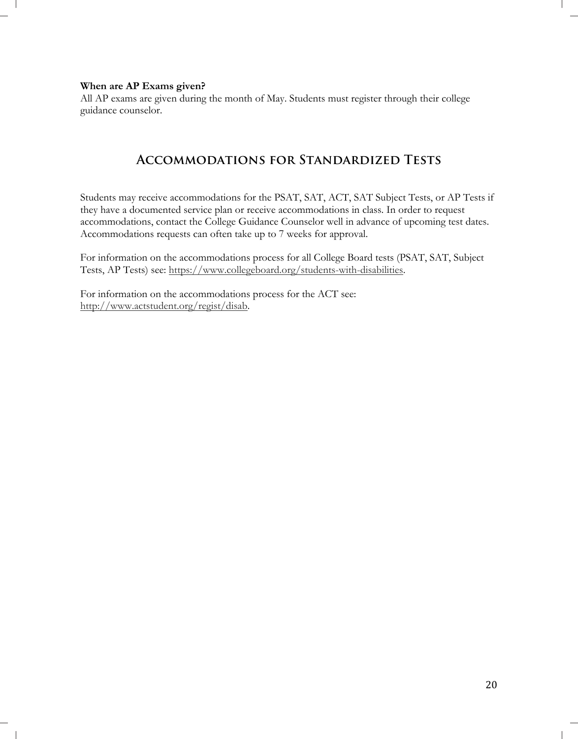**When are AP Exams given?**
All AP exams are given during the month of May. Students must register through their college guidance counselor.

## Accommodations for Standardized Tests

Students may receive accommodations for the PSAT, SAT, ACT, SAT Subject Tests, or AP Tests if they have a documented service plan or receive accommodations in class. In order to request accommodations, contact the College Guidance Counselor well in advance of upcoming test dates. Accommodations requests can often take up to 7 weeks for approval.

For information on the accommodations process for all College Board tests (PSAT, SAT, Subject Tests, AP Tests) see: https://www.collegeboard.org/students-with-disabilities.

For information on the accommodations process for the ACT see: http://www.actstudent.org/regist/disab.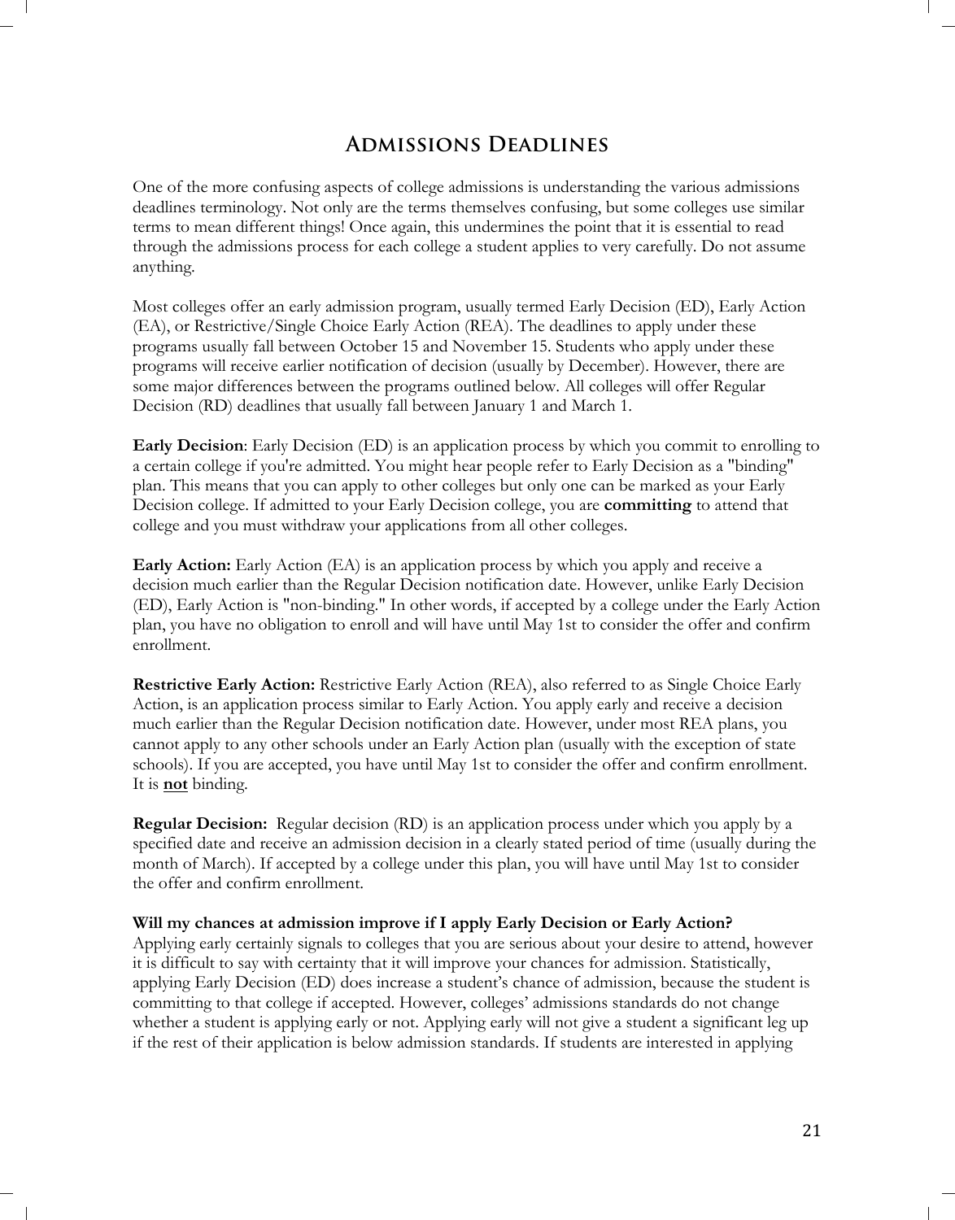## Admissions Deadlines

One of the more confusing aspects of college admissions is understanding the various admissions deadlines terminology. Not only are the terms themselves confusing, but some colleges use similar terms to mean different things! Once again, this undermines the point that it is essential to read through the admissions process for each college a student applies to very carefully. Do not assume anything.

Most colleges offer an early admission program, usually termed Early Decision (ED), Early Action (EA), or Restrictive/Single Choice Early Action (REA). The deadlines to apply under these programs usually fall between October 15 and November 15. Students who apply under these programs will receive earlier notification of decision (usually by December). However, there are some major differences between the programs outlined below. All colleges will offer Regular Decision (RD) deadlines that usually fall between January 1 and March 1.

**Early Decision**: Early Decision (ED) is an application process by which you commit to enrolling to a certain college if you're admitted. You might hear people refer to Early Decision as a "binding" plan. This means that you can apply to other colleges but only one can be marked as your Early Decision college. If admitted to your Early Decision college, you are **committing** to attend that college and you must withdraw your applications from all other colleges.

**Early Action:** Early Action (EA) is an application process by which you apply and receive a decision much earlier than the Regular Decision notification date. However, unlike Early Decision (ED), Early Action is "non-binding." In other words, if accepted by a college under the Early Action plan, you have no obligation to enroll and will have until May 1st to consider the offer and confirm enrollment.

**Restrictive Early Action:** Restrictive Early Action (REA), also referred to as Single Choice Early Action, is an application process similar to Early Action. You apply early and receive a decision much earlier than the Regular Decision notification date. However, under most REA plans, you cannot apply to any other schools under an Early Action plan (usually with the exception of state schools). If you are accepted, you have until May 1st to consider the offer and confirm enrollment. It is **not** binding.

**Regular Decision:** Regular decision (RD) is an application process under which you apply by a specified date and receive an admission decision in a clearly stated period of time (usually during the month of March). If accepted by a college under this plan, you will have until May 1st to consider the offer and confirm enrollment.

**Will my chances at admission improve if I apply Early Decision or Early Action?**
Applying early certainly signals to colleges that you are serious about your desire to attend, however it is difficult to say with certainty that it will improve your chances for admission. Statistically, applying Early Decision (ED) does increase a student's chance of admission, because the student is committing to that college if accepted. However, colleges' admissions standards do not change whether a student is applying early or not. Applying early will not give a student a significant leg up if the rest of their application is below admission standards. If students are interested in applying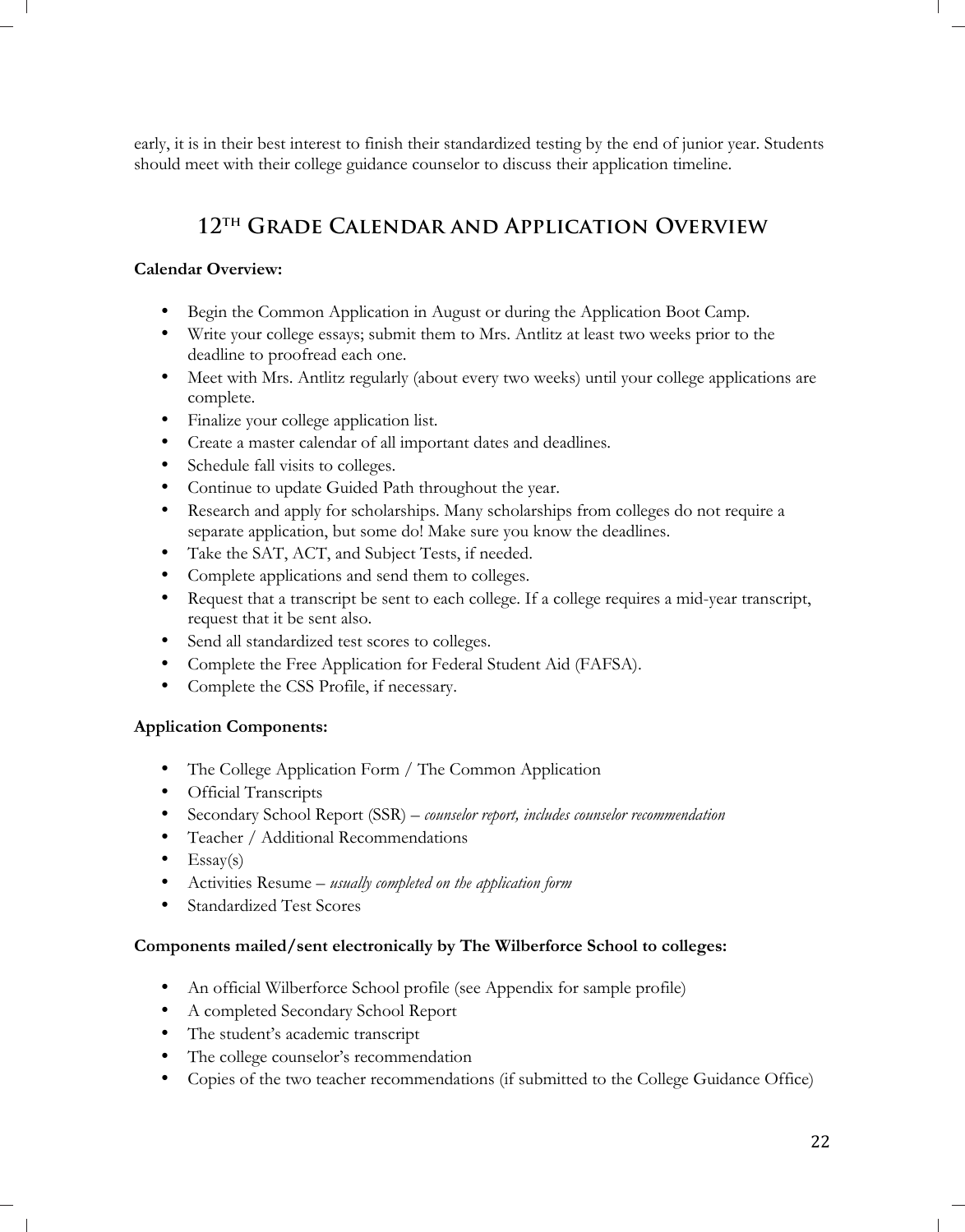early, it is in their best interest to finish their standardized testing by the end of junior year. Students should meet with their college guidance counselor to discuss their application timeline.

## 12th Grade Calendar and Application Overview

**Calendar Overview:**

- Begin the Common Application in August or during the Application Boot Camp.
- Write your college essays; submit them to Mrs. Antlitz at least two weeks prior to the deadline to proofread each one.
- Meet with Mrs. Antlitz regularly (about every two weeks) until your college applications are complete.
- Finalize your college application list.
- Create a master calendar of all important dates and deadlines.
- Schedule fall visits to colleges.
- Continue to update Guided Path throughout the year.
- Research and apply for scholarships. Many scholarships from colleges do not require a separate application, but some do! Make sure you know the deadlines.
- Take the SAT, ACT, and Subject Tests, if needed.
- Complete applications and send them to colleges.
- Request that a transcript be sent to each college. If a college requires a mid-year transcript, request that it be sent also.
- Send all standardized test scores to colleges.
- Complete the Free Application for Federal Student Aid (FAFSA).
- Complete the CSS Profile, if necessary.

**Application Components:**

- The College Application Form / The Common Application
- Official Transcripts
- Secondary School Report (SSR) – *counselor report, includes counselor recommendation*
- Teacher / Additional Recommendations
- Essay(s)
- Activities Resume – *usually completed on the application form*
- Standardized Test Scores

**Components mailed/sent electronically by The Wilberforce School to colleges:**

- An official Wilberforce School profile (see Appendix for sample profile)
- A completed Secondary School Report
- The student's academic transcript
- The college counselor's recommendation
- Copies of the two teacher recommendations (if submitted to the College Guidance Office)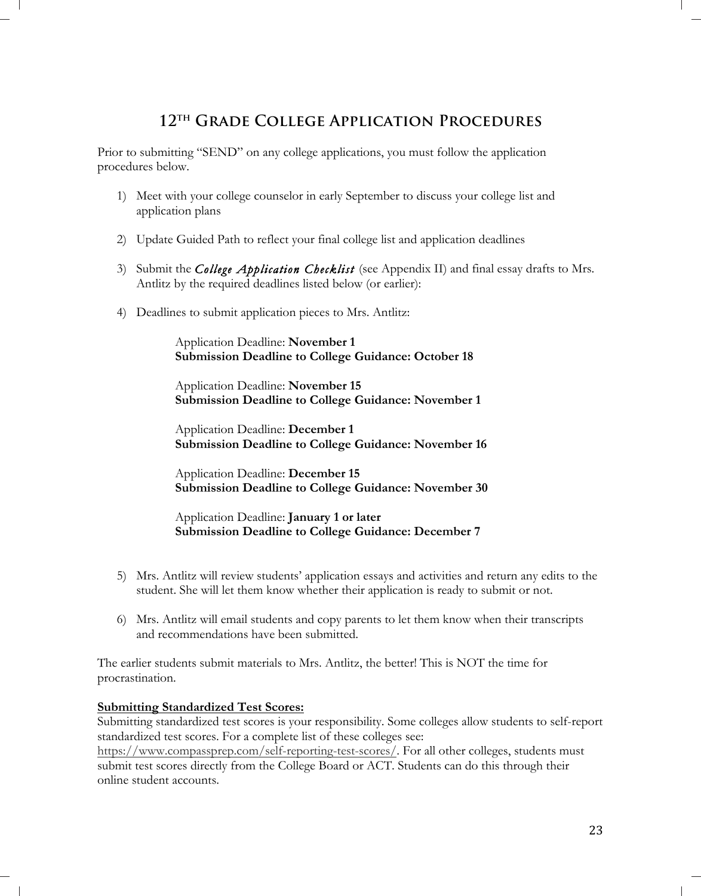# 12th Grade College Application Procedures

Prior to submitting "SEND" on any college applications, you must follow the application procedures below.

1) Meet with your college counselor in early September to discuss your college list and application plans

2) Update Guided Path to reflect your final college list and application deadlines

3) Submit the *College Application Checklist* (see Appendix II) and final essay drafts to Mrs. Antlitz by the required deadlines listed below (or earlier):

4) Deadlines to submit application pieces to Mrs. Antlitz:

   Application Deadline: **November 1**
   **Submission Deadline to College Guidance: October 18**

   Application Deadline: **November 15**
   **Submission Deadline to College Guidance: November 1**

   Application Deadline: **December 1**
   **Submission Deadline to College Guidance: November 16**

   Application Deadline: **December 15**
   **Submission Deadline to College Guidance: November 30**

   Application Deadline: **January 1 or later**
   **Submission Deadline to College Guidance: December 7**

5) Mrs. Antlitz will review students' application essays and activities and return any edits to the student. She will let them know whether their application is ready to submit or not.

6) Mrs. Antlitz will email students and copy parents to let them know when their transcripts and recommendations have been submitted.

The earlier students submit materials to Mrs. Antlitz, the better! This is NOT the time for procrastination.

**Submitting Standardized Test Scores:**

Submitting standardized test scores is your responsibility. Some colleges allow students to self-report standardized test scores. For a complete list of these colleges see: https://www.compassprep.com/self-reporting-test-scores/. For all other colleges, students must submit test scores directly from the College Board or ACT. Students can do this through their online student accounts.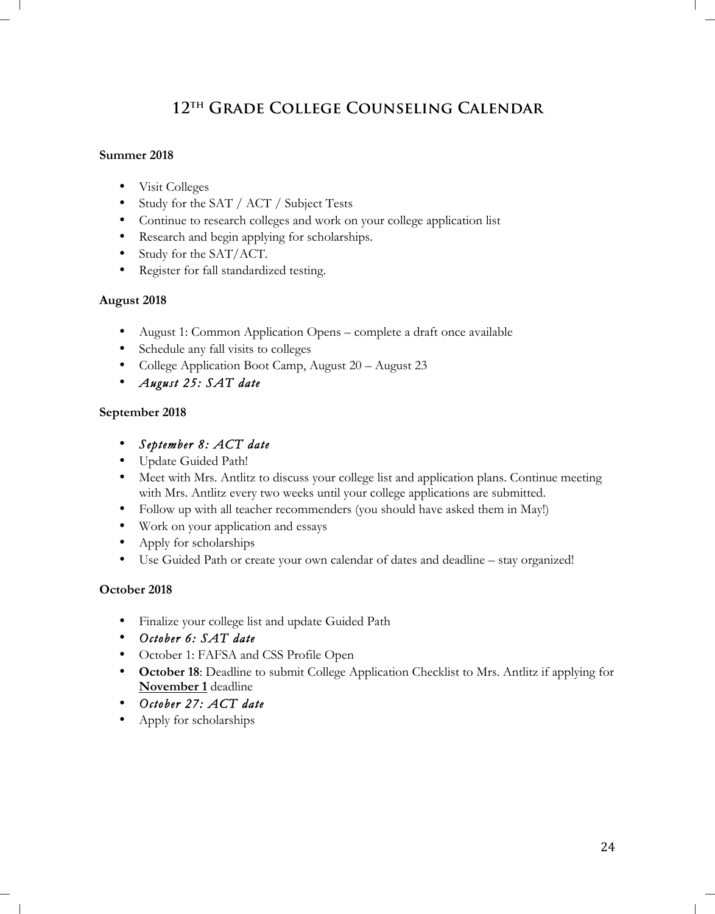# 12th Grade College Counseling Calendar

**Summer 2018**

- Visit Colleges
- Study for the SAT / ACT / Subject Tests
- Continue to research colleges and work on your college application list
- Research and begin applying for scholarships.
- Study for the SAT/ACT.
- Register for fall standardized testing.

**August 2018**

- August 1: Common Application Opens – complete a draft once available
- Schedule any fall visits to colleges
- College Application Boot Camp, August 20 – August 23
- *August 25: SAT date*

**September 2018**

- *September 8: ACT date*
- Update Guided Path!
- Meet with Mrs. Antlitz to discuss your college list and application plans. Continue meeting with Mrs. Antlitz every two weeks until your college applications are submitted.
- Follow up with all teacher recommenders (you should have asked them in May!)
- Work on your application and essays
- Apply for scholarships
- Use Guided Path or create your own calendar of dates and deadline – stay organized!

**October 2018**

- Finalize your college list and update Guided Path
- *October 6: SAT date*
- October 1: FAFSA and CSS Profile Open
- **October 18**: Deadline to submit College Application Checklist to Mrs. Antlitz if applying for **November 1** deadline
- *October 27: ACT date*
- Apply for scholarships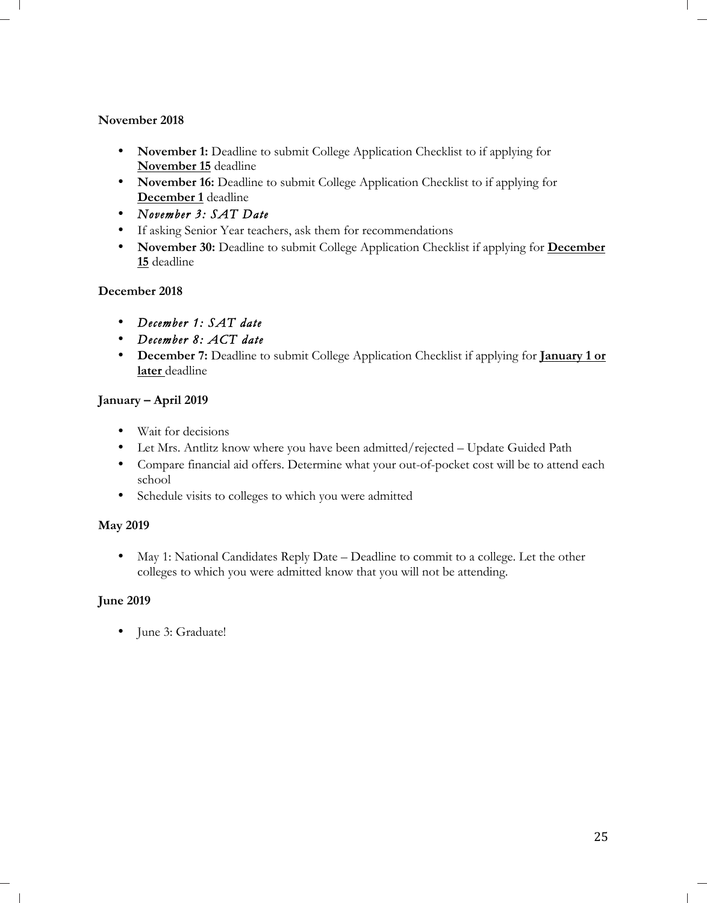**November 2018**

- **November 1:** Deadline to submit College Application Checklist to if applying for **November 15** deadline
- **November 16:** Deadline to submit College Application Checklist to if applying for **December 1** deadline
- *November 3: SAT Date*
- If asking Senior Year teachers, ask them for recommendations
- **November 30:** Deadline to submit College Application Checklist if applying for **December 15** deadline

**December 2018**

- *December 1: SAT date*
- *December 8: ACT date*
- **December 7:** Deadline to submit College Application Checklist if applying for **January 1 or later** deadline

**January – April 2019**

- Wait for decisions
- Let Mrs. Antlitz know where you have been admitted/rejected – Update Guided Path
- Compare financial aid offers. Determine what your out-of-pocket cost will be to attend each school
- Schedule visits to colleges to which you were admitted

**May 2019**

- May 1: National Candidates Reply Date – Deadline to commit to a college. Let the other colleges to which you were admitted know that you will not be attending.

**June 2019**

- June 3: Graduate!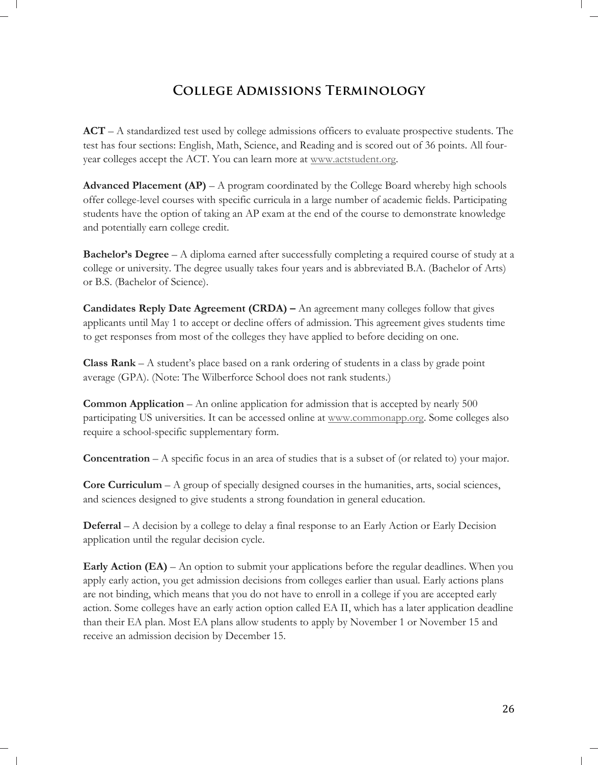# College Admissions Terminology

**ACT** – A standardized test used by college admissions officers to evaluate prospective students. The test has four sections: English, Math, Science, and Reading and is scored out of 36 points. All four-year colleges accept the ACT. You can learn more at www.actstudent.org.

**Advanced Placement (AP)** – A program coordinated by the College Board whereby high schools offer college-level courses with specific curricula in a large number of academic fields. Participating students have the option of taking an AP exam at the end of the course to demonstrate knowledge and potentially earn college credit.

**Bachelor's Degree** – A diploma earned after successfully completing a required course of study at a college or university. The degree usually takes four years and is abbreviated B.A. (Bachelor of Arts) or B.S. (Bachelor of Science).

**Candidates Reply Date Agreement (CRDA) –** An agreement many colleges follow that gives applicants until May 1 to accept or decline offers of admission. This agreement gives students time to get responses from most of the colleges they have applied to before deciding on one.

**Class Rank** – A student's place based on a rank ordering of students in a class by grade point average (GPA). (Note: The Wilberforce School does not rank students.)

**Common Application** – An online application for admission that is accepted by nearly 500 participating US universities. It can be accessed online at www.commonapp.org. Some colleges also require a school-specific supplementary form.

**Concentration** – A specific focus in an area of studies that is a subset of (or related to) your major.

**Core Curriculum** – A group of specially designed courses in the humanities, arts, social sciences, and sciences designed to give students a strong foundation in general education.

**Deferral** – A decision by a college to delay a final response to an Early Action or Early Decision application until the regular decision cycle.

**Early Action (EA)** – An option to submit your applications before the regular deadlines. When you apply early action, you get admission decisions from colleges earlier than usual. Early actions plans are not binding, which means that you do not have to enroll in a college if you are accepted early action. Some colleges have an early action option called EA II, which has a later application deadline than their EA plan. Most EA plans allow students to apply by November 1 or November 15 and receive an admission decision by December 15.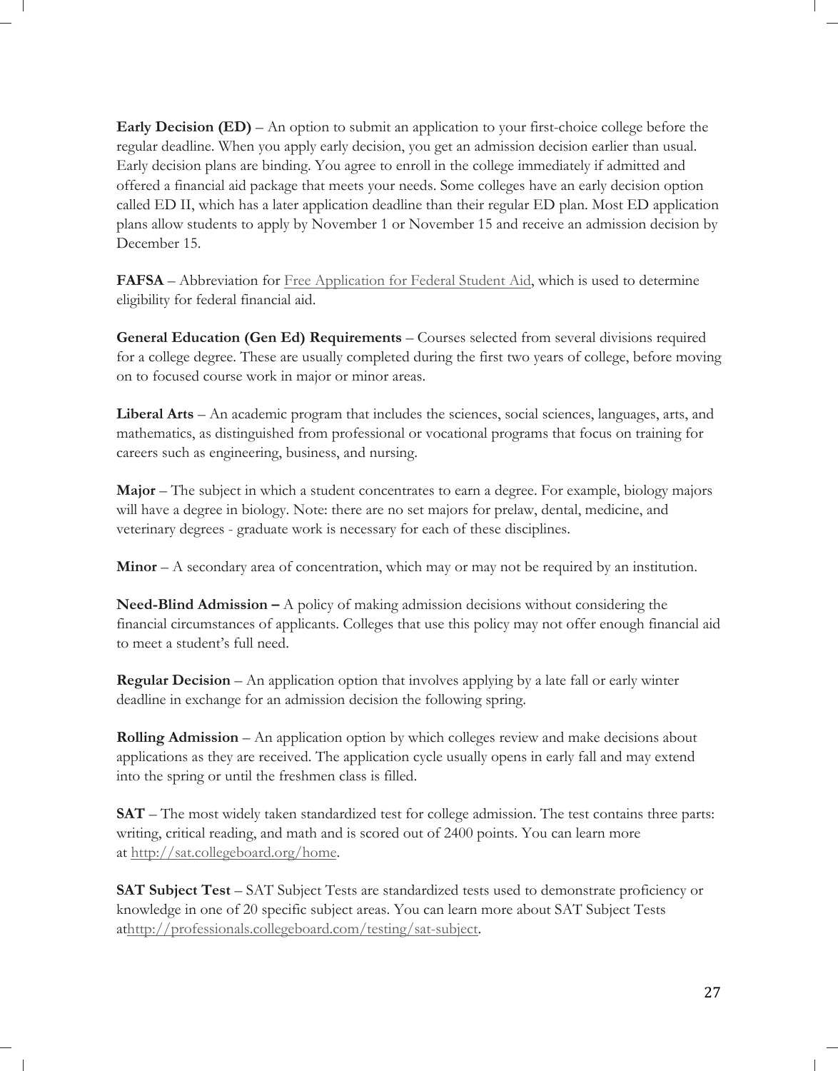**Early Decision (ED)** – An option to submit an application to your first-choice college before the regular deadline. When you apply early decision, you get an admission decision earlier than usual. Early decision plans are binding. You agree to enroll in the college immediately if admitted and offered a financial aid package that meets your needs. Some colleges have an early decision option called ED II, which has a later application deadline than their regular ED plan. Most ED application plans allow students to apply by November 1 or November 15 and receive an admission decision by December 15.

**FAFSA** – Abbreviation for Free Application for Federal Student Aid, which is used to determine eligibility for federal financial aid.

**General Education (Gen Ed) Requirements** – Courses selected from several divisions required for a college degree. These are usually completed during the first two years of college, before moving on to focused course work in major or minor areas.

**Liberal Arts** – An academic program that includes the sciences, social sciences, languages, arts, and mathematics, as distinguished from professional or vocational programs that focus on training for careers such as engineering, business, and nursing.

**Major** – The subject in which a student concentrates to earn a degree. For example, biology majors will have a degree in biology. Note: there are no set majors for prelaw, dental, medicine, and veterinary degrees - graduate work is necessary for each of these disciplines.

**Minor** – A secondary area of concentration, which may or may not be required by an institution.

**Need-Blind Admission –** A policy of making admission decisions without considering the financial circumstances of applicants. Colleges that use this policy may not offer enough financial aid to meet a student's full need.

**Regular Decision** – An application option that involves applying by a late fall or early winter deadline in exchange for an admission decision the following spring.

**Rolling Admission** – An application option by which colleges review and make decisions about applications as they are received. The application cycle usually opens in early fall and may extend into the spring or until the freshmen class is filled.

**SAT** – The most widely taken standardized test for college admission. The test contains three parts: writing, critical reading, and math and is scored out of 2400 points. You can learn more at http://sat.collegeboard.org/home.

**SAT Subject Test** – SAT Subject Tests are standardized tests used to demonstrate proficiency or knowledge in one of 20 specific subject areas. You can learn more about SAT Subject Tests athttp://professionals.collegeboard.com/testing/sat-subject.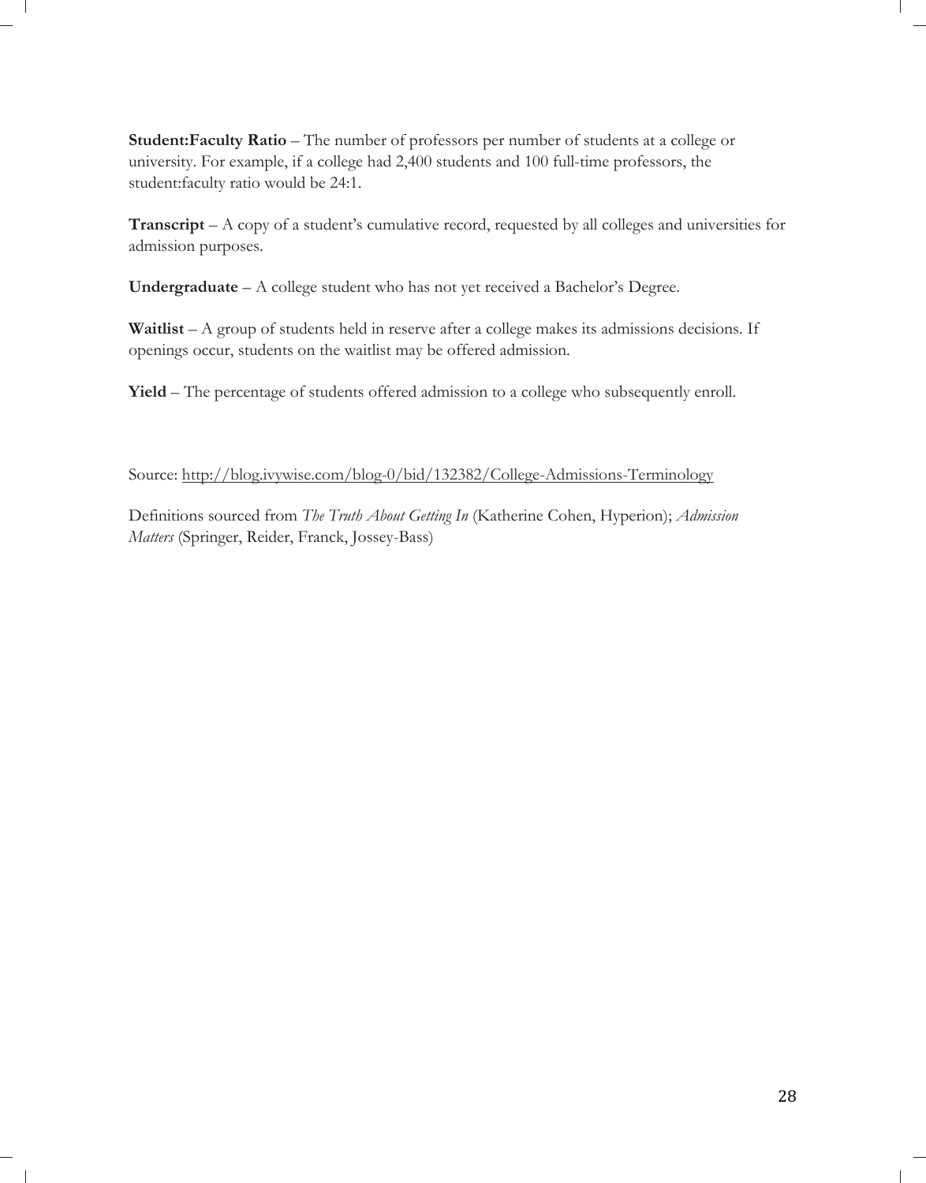**Student:Faculty Ratio** – The number of professors per number of students at a college or university. For example, if a college had 2,400 students and 100 full-time professors, the student:faculty ratio would be 24:1.

**Transcript** – A copy of a student's cumulative record, requested by all colleges and universities for admission purposes.

**Undergraduate** – A college student who has not yet received a Bachelor's Degree.

**Waitlist** – A group of students held in reserve after a college makes its admissions decisions. If openings occur, students on the waitlist may be offered admission.

**Yield** – The percentage of students offered admission to a college who subsequently enroll.

Source: http://blog.ivywise.com/blog-0/bid/132382/College-Admissions-Terminology

Definitions sourced from *The Truth About Getting In* (Katherine Cohen, Hyperion); *Admission Matters* (Springer, Reider, Franck, Jossey-Bass)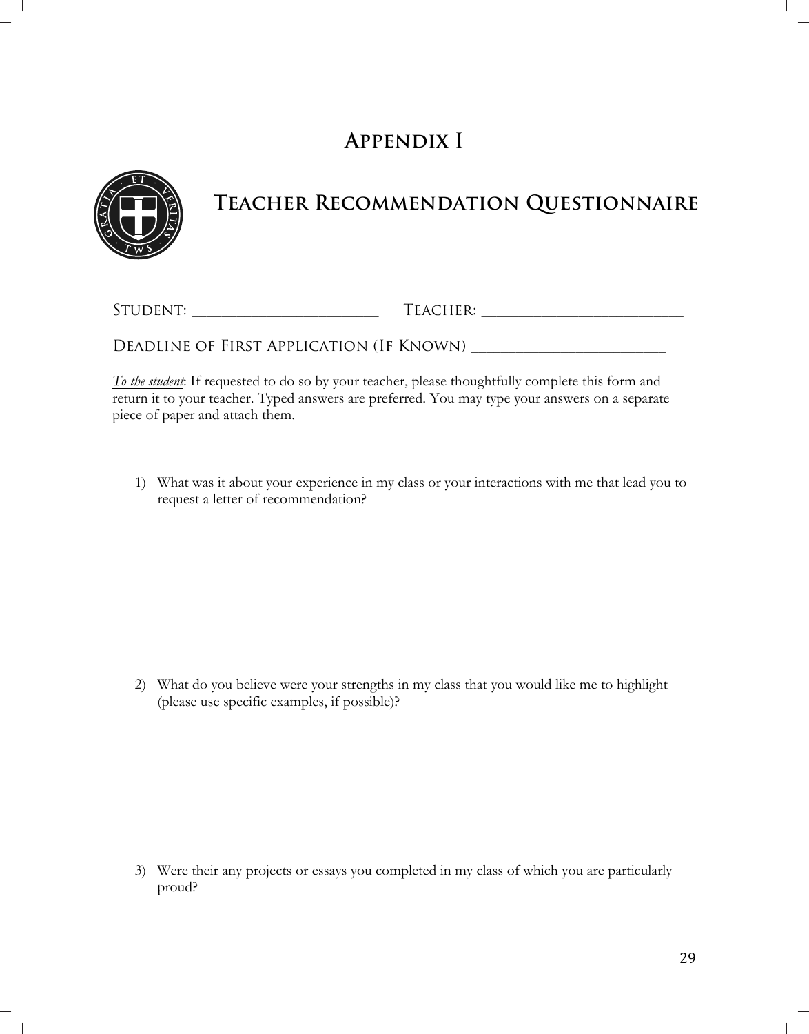# Appendix I

## Teacher Recommendation Questionnaire

Student: ______________________ Teacher: ________________________

Deadline of First Application (If Known) ______________________

*To the student*: If requested to do so by your teacher, please thoughtfully complete this form and return it to your teacher. Typed answers are preferred. You may type your answers on a separate piece of paper and attach them.

1) What was it about your experience in my class or your interactions with me that lead you to request a letter of recommendation?

2) What do you believe were your strengths in my class that you would like me to highlight (please use specific examples, if possible)?

3) Were their any projects or essays you completed in my class of which you are particularly proud?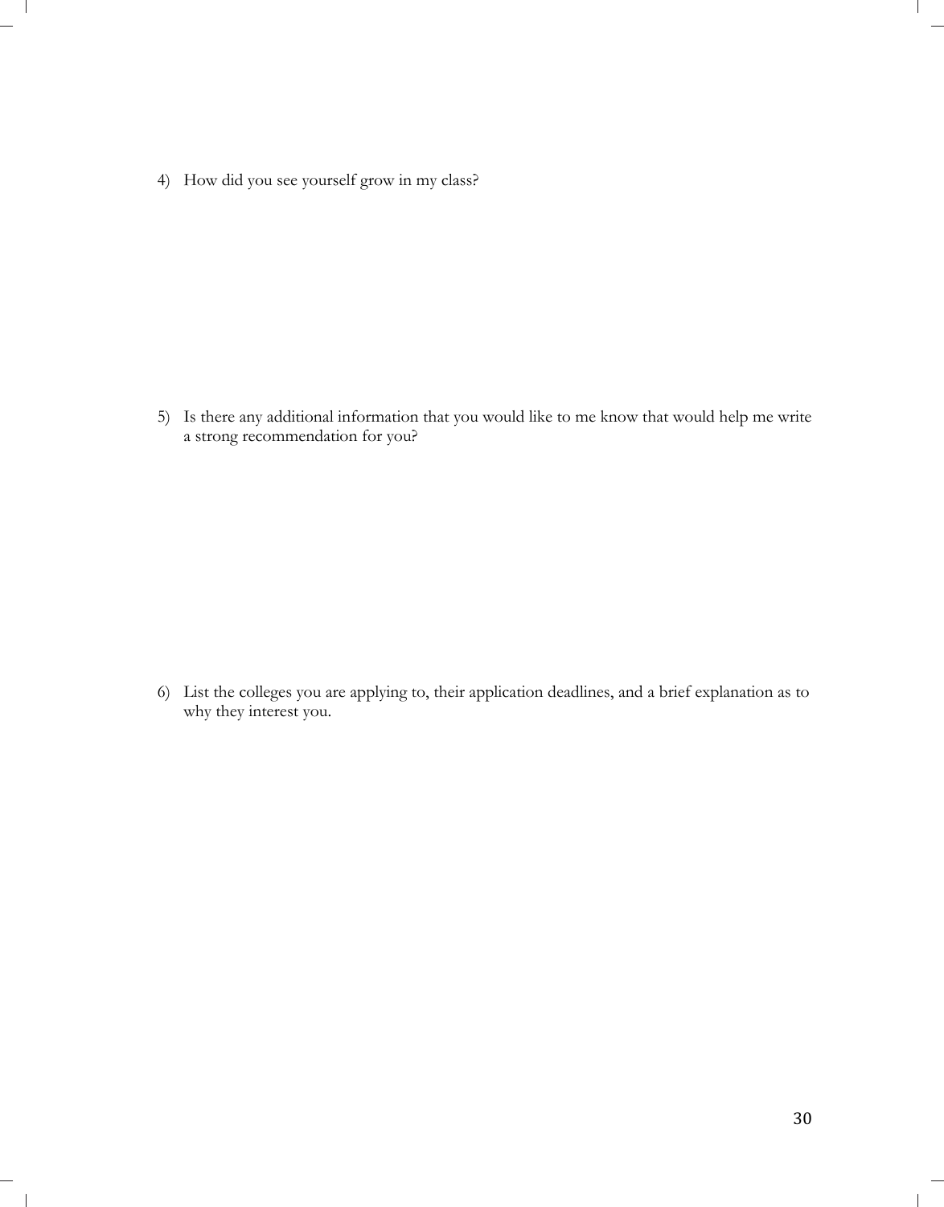4) How did you see yourself grow in my class?

5) Is there any additional information that you would like to me know that would help me write a strong recommendation for you?

6) List the colleges you are applying to, their application deadlines, and a brief explanation as to why they interest you.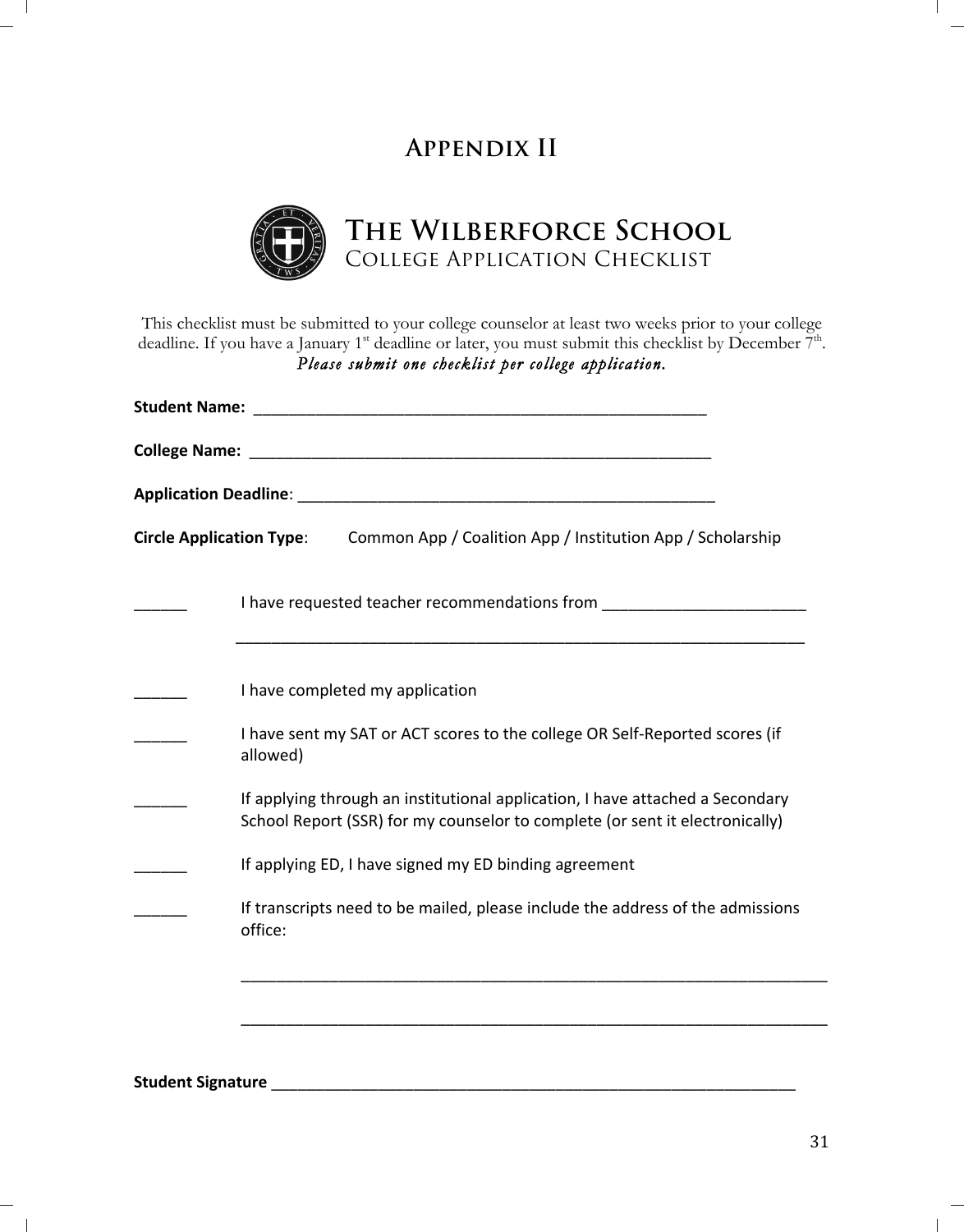# Appendix II

## The Wilberforce School

College Application Checklist

This checklist must be submitted to your college counselor at least two weeks prior to your college deadline. If you have a January 1st deadline or later, you must submit this checklist by December 7th.
*Please submit one checklist per college application.*

**Student Name:** ______________________________________________________

**College Name:** ______________________________________________________

**Application Deadline**: _________________________________________________

**Circle Application Type**: Common App / Coalition App / Institution App / Scholarship

______ I have requested teacher recommendations from _______________________

_________________________________________________________________

______ I have completed my application

______ I have sent my SAT or ACT scores to the college OR Self-Reported scores (if allowed)

______ If applying through an institutional application, I have attached a Secondary School Report (SSR) for my counselor to complete (or sent it electronically)

______ If applying ED, I have signed my ED binding agreement

______ If transcripts need to be mailed, please include the address of the admissions office:

_________________________________________________________________

_________________________________________________________________

**Student Signature** ___________________________________________________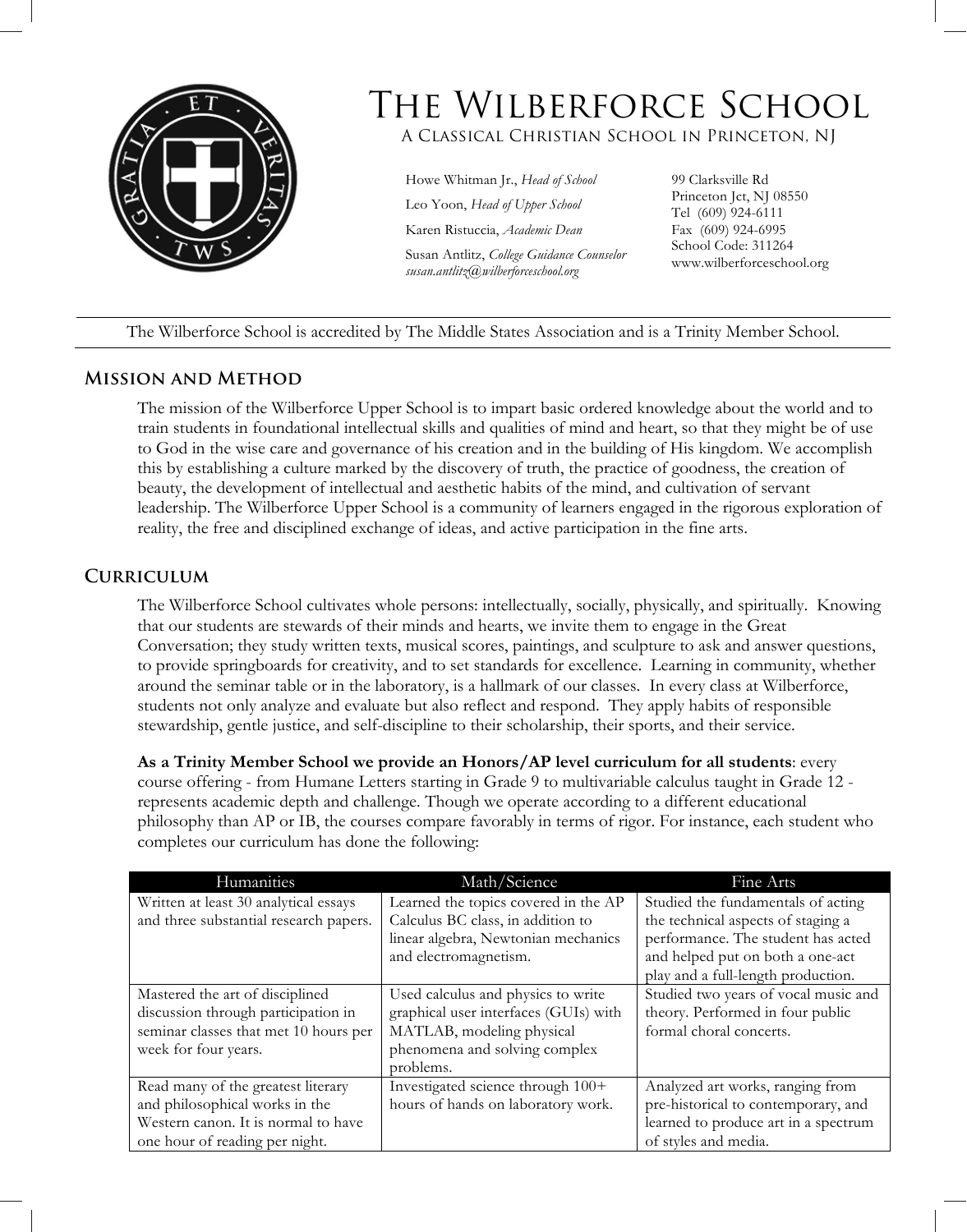# The Wilberforce School

A Classical Christian School in Princeton, NJ

Howe Whitman Jr., *Head of School*
Leo Yoon, *Head of Upper School*
Karen Ristuccia, *Academic Dean*
Susan Antlitz, *College Guidance Counselor*
*susan.antlitz@wilberforceschool.org*

99 Clarksville Rd
Princeton Jct, NJ 08550
Tel (609) 924-6111
Fax (609) 924-6995
School Code: 311264
www.wilberforceschool.org

The Wilberforce School is accredited by The Middle States Association and is a Trinity Member School.

## Mission and Method

The mission of the Wilberforce Upper School is to impart basic ordered knowledge about the world and to train students in foundational intellectual skills and qualities of mind and heart, so that they might be of use to God in the wise care and governance of his creation and in the building of His kingdom. We accomplish this by establishing a culture marked by the discovery of truth, the practice of goodness, the creation of beauty, the development of intellectual and aesthetic habits of the mind, and cultivation of servant leadership. The Wilberforce Upper School is a community of learners engaged in the rigorous exploration of reality, the free and disciplined exchange of ideas, and active participation in the fine arts.

## Curriculum

The Wilberforce School cultivates whole persons: intellectually, socially, physically, and spiritually. Knowing that our students are stewards of their minds and hearts, we invite them to engage in the Great Conversation; they study written texts, musical scores, paintings, and sculpture to ask and answer questions, to provide springboards for creativity, and to set standards for excellence. Learning in community, whether around the seminar table or in the laboratory, is a hallmark of our classes. In every class at Wilberforce, students not only analyze and evaluate but also reflect and respond. They apply habits of responsible stewardship, gentle justice, and self-discipline to their scholarship, their sports, and their service.

**As a Trinity Member School we provide an Honors/AP level curriculum for all students**: every course offering - from Humane Letters starting in Grade 9 to multivariable calculus taught in Grade 12 - represents academic depth and challenge. Though we operate according to a different educational philosophy than AP or IB, the courses compare favorably in terms of rigor. For instance, each student who completes our curriculum has done the following:

| Humanities | Math/Science | Fine Arts |
|---|---|---|
| Written at least 30 analytical essays and three substantial research papers. | Learned the topics covered in the AP Calculus BC class, in addition to linear algebra, Newtonian mechanics and electromagnetism. | Studied the fundamentals of acting the technical aspects of staging a performance. The student has acted and helped put on both a one-act play and a full-length production. |
| Mastered the art of disciplined discussion through participation in seminar classes that met 10 hours per week for four years. | Used calculus and physics to write graphical user interfaces (GUIs) with MATLAB, modeling physical phenomena and solving complex problems. | Studied two years of vocal music and theory. Performed in four public formal choral concerts. |
| Read many of the greatest literary and philosophical works in the Western canon. It is normal to have one hour of reading per night. | Investigated science through 100+ hours of hands on laboratory work. | Analyzed art works, ranging from pre-historical to contemporary, and learned to produce art in a spectrum of styles and media. |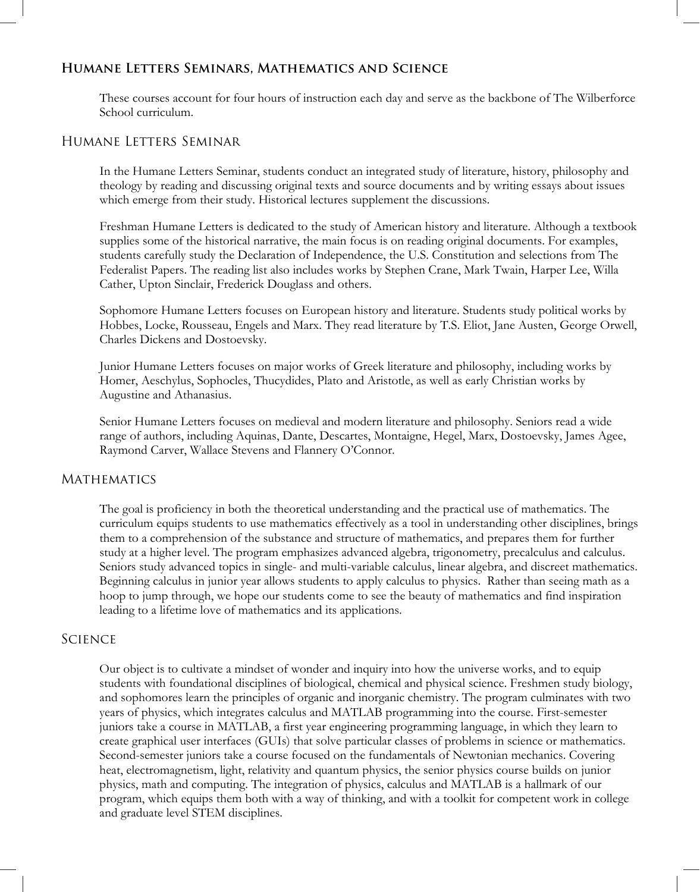## Humane Letters Seminars, Mathematics and Science

These courses account for four hours of instruction each day and serve as the backbone of The Wilberforce School curriculum.

### Humane Letters Seminar

In the Humane Letters Seminar, students conduct an integrated study of literature, history, philosophy and theology by reading and discussing original texts and source documents and by writing essays about issues which emerge from their study. Historical lectures supplement the discussions.

Freshman Humane Letters is dedicated to the study of American history and literature. Although a textbook supplies some of the historical narrative, the main focus is on reading original documents. For examples, students carefully study the Declaration of Independence, the U.S. Constitution and selections from The Federalist Papers. The reading list also includes works by Stephen Crane, Mark Twain, Harper Lee, Willa Cather, Upton Sinclair, Frederick Douglass and others.

Sophomore Humane Letters focuses on European history and literature. Students study political works by Hobbes, Locke, Rousseau, Engels and Marx. They read literature by T.S. Eliot, Jane Austen, George Orwell, Charles Dickens and Dostoevsky.

Junior Humane Letters focuses on major works of Greek literature and philosophy, including works by Homer, Aeschylus, Sophocles, Thucydides, Plato and Aristotle, as well as early Christian works by Augustine and Athanasius.

Senior Humane Letters focuses on medieval and modern literature and philosophy. Seniors read a wide range of authors, including Aquinas, Dante, Descartes, Montaigne, Hegel, Marx, Dostoevsky, James Agee, Raymond Carver, Wallace Stevens and Flannery O'Connor.

### Mathematics

The goal is proficiency in both the theoretical understanding and the practical use of mathematics. The curriculum equips students to use mathematics effectively as a tool in understanding other disciplines, brings them to a comprehension of the substance and structure of mathematics, and prepares them for further study at a higher level. The program emphasizes advanced algebra, trigonometry, precalculus and calculus. Seniors study advanced topics in single- and multi-variable calculus, linear algebra, and discreet mathematics. Beginning calculus in junior year allows students to apply calculus to physics. Rather than seeing math as a hoop to jump through, we hope our students come to see the beauty of mathematics and find inspiration leading to a lifetime love of mathematics and its applications.

### Science

Our object is to cultivate a mindset of wonder and inquiry into how the universe works, and to equip students with foundational disciplines of biological, chemical and physical science. Freshmen study biology, and sophomores learn the principles of organic and inorganic chemistry. The program culminates with two years of physics, which integrates calculus and MATLAB programming into the course. First-semester juniors take a course in MATLAB, a first year engineering programming language, in which they learn to create graphical user interfaces (GUIs) that solve particular classes of problems in science or mathematics. Second-semester juniors take a course focused on the fundamentals of Newtonian mechanics. Covering heat, electromagnetism, light, relativity and quantum physics, the senior physics course builds on junior physics, math and computing. The integration of physics, calculus and MATLAB is a hallmark of our program, which equips them both with a way of thinking, and with a toolkit for competent work in college and graduate level STEM disciplines.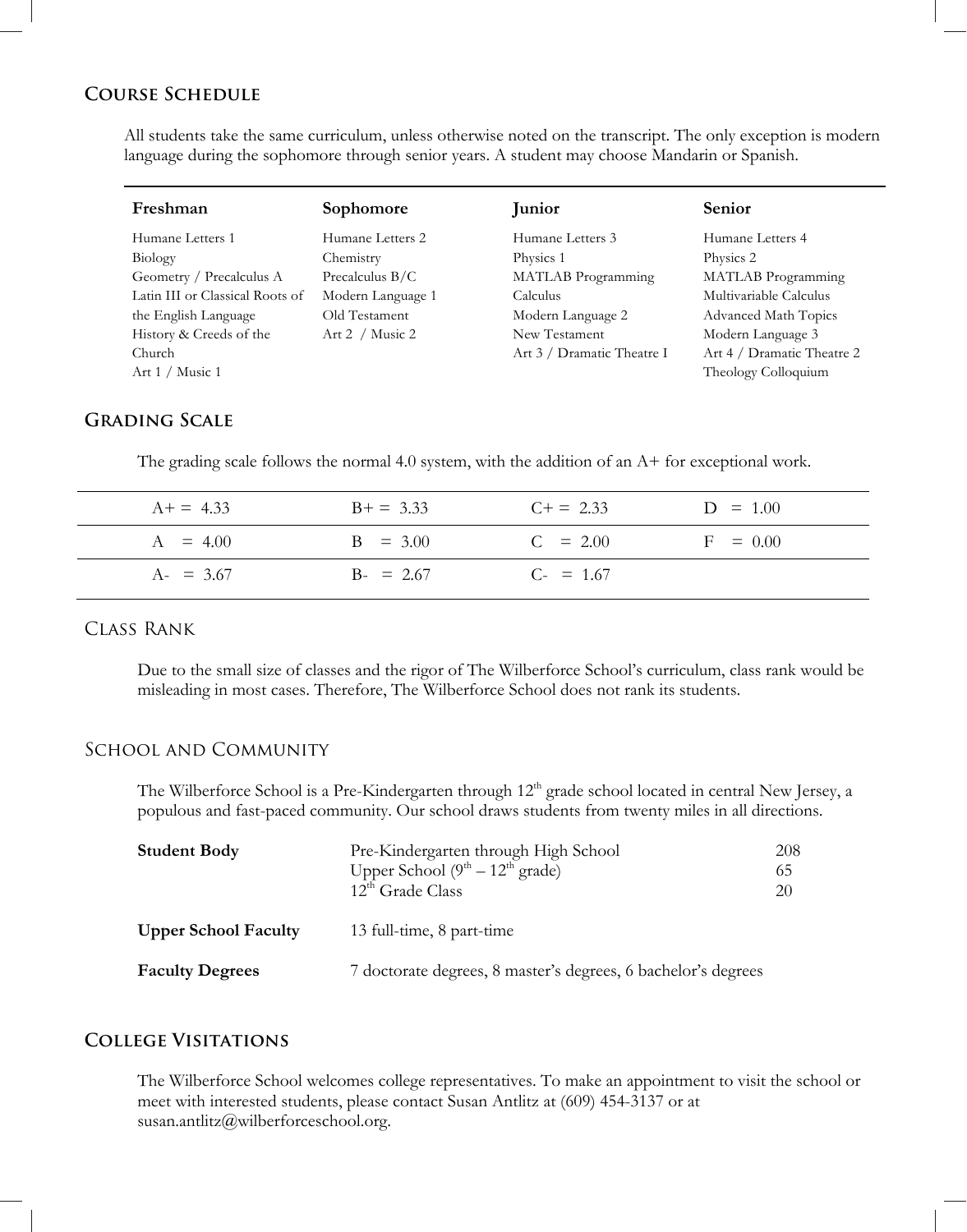## Course Schedule

All students take the same curriculum, unless otherwise noted on the transcript. The only exception is modern language during the sophomore through senior years. A student may choose Mandarin or Spanish.

| Freshman | Sophomore | Junior | Senior |
|---|---|---|---|
| Humane Letters 1 | Humane Letters 2 | Humane Letters 3 | Humane Letters 4 |
| Biology | Chemistry | Physics 1 | Physics 2 |
| Geometry / Precalculus A | Precalculus B/C | MATLAB Programming | MATLAB Programming |
| Latin III or Classical Roots of the English Language | Modern Language 1 | Calculus | Multivariable Calculus |
| History & Creeds of the Church | Old Testament | Modern Language 2 | Advanced Math Topics |
| Art 1 / Music 1 | Art 2 / Music 2 | New Testament | Modern Language 3 |
| | | Art 3 / Dramatic Theatre I | Art 4 / Dramatic Theatre 2 |
| | | | Theology Colloquium |

## Grading Scale

The grading scale follows the normal 4.0 system, with the addition of an A+ for exceptional work.

| | | | |
|---|---|---|---|
| A+ = 4.33 | B+ = 3.33 | C+ = 2.33 | D = 1.00 |
| A = 4.00 | B = 3.00 | C = 2.00 | F = 0.00 |
| A- = 3.67 | B- = 2.67 | C- = 1.67 | |

## Class Rank

Due to the small size of classes and the rigor of The Wilberforce School's curriculum, class rank would be misleading in most cases. Therefore, The Wilberforce School does not rank its students.

## School and Community

The Wilberforce School is a Pre-Kindergarten through 12th grade school located in central New Jersey, a populous and fast-paced community. Our school draws students from twenty miles in all directions.

| | | |
|---|---|---|
| **Student Body** | Pre-Kindergarten through High School | 208 |
| | Upper School (9th – 12th grade) | 65 |
| | 12th Grade Class | 20 |
| **Upper School Faculty** | 13 full-time, 8 part-time | |
| **Faculty Degrees** | 7 doctorate degrees, 8 master's degrees, 6 bachelor's degrees | |

## College Visitations

The Wilberforce School welcomes college representatives. To make an appointment to visit the school or meet with interested students, please contact Susan Antlitz at (609) 454-3137 or at susan.antlitz@wilberforceschool.org.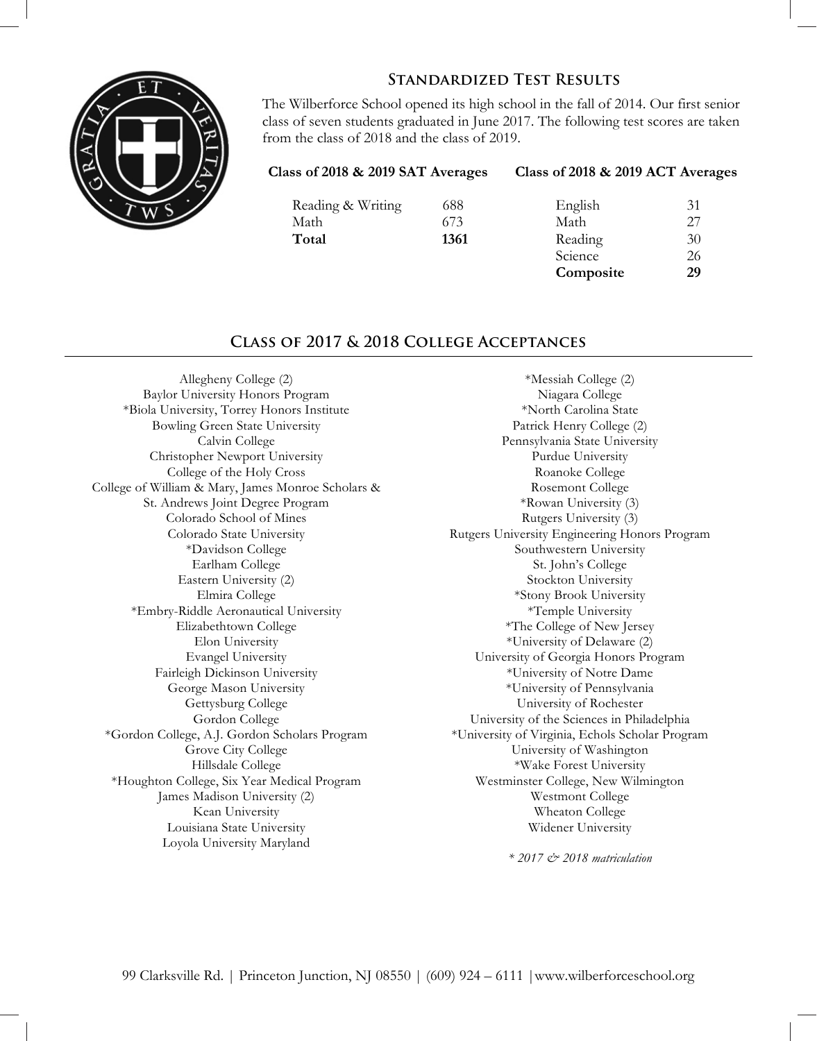## Standardized Test Results

The Wilberforce School opened its high school in the fall of 2014. Our first senior class of seven students graduated in June 2017. The following test scores are taken from the class of 2018 and the class of 2019.

| Class of 2018 & 2019 SAT Averages | |
|---|---|
| Reading & Writing | 688 |
| Math | 673 |
| **Total** | **1361** |

| Class of 2018 & 2019 ACT Averages | |
|---|---|
| English | 31 |
| Math | 27 |
| Reading | 30 |
| Science | 26 |
| **Composite** | **29** |

## Class of 2017 & 2018 College Acceptances

Allegheny College (2)
Baylor University Honors Program
*Biola University, Torrey Honors Institute
Bowling Green State University
Calvin College
Christopher Newport University
College of the Holy Cross
College of William & Mary, James Monroe Scholars & St. Andrews Joint Degree Program
Colorado School of Mines
Colorado State University
*Davidson College
Earlham College
Eastern University (2)
Elmira College
*Embry-Riddle Aeronautical University
Elizabethtown College
Elon University
Evangel University
Fairleigh Dickinson University
George Mason University
Gettysburg College
Gordon College
*Gordon College, A.J. Gordon Scholars Program
Grove City College
Hillsdale College
*Houghton College, Six Year Medical Program
James Madison University (2)
Kean University
Louisiana State University
Loyola University Maryland
*Messiah College (2)
Niagara College
*North Carolina State
Patrick Henry College (2)
Pennsylvania State University
Purdue University
Roanoke College
Rosemont College
*Rowan University (3)
Rutgers University (3)
Rutgers University Engineering Honors Program
Southwestern University
St. John's College
Stockton University
*Stony Brook University
*Temple University
*The College of New Jersey
*University of Delaware (2)
University of Georgia Honors Program
*University of Notre Dame
*University of Pennsylvania
University of Rochester
University of the Sciences in Philadelphia
*University of Virginia, Echols Scholar Program
University of Washington
*Wake Forest University
Westminster College, New Wilmington
Westmont College
Wheaton College
Widener University

*\* 2017 & 2018 matriculation*

99 Clarksville Rd. | Princeton Junction, NJ 08550 | (609) 924 – 6111 | www.wilberforceschool.org